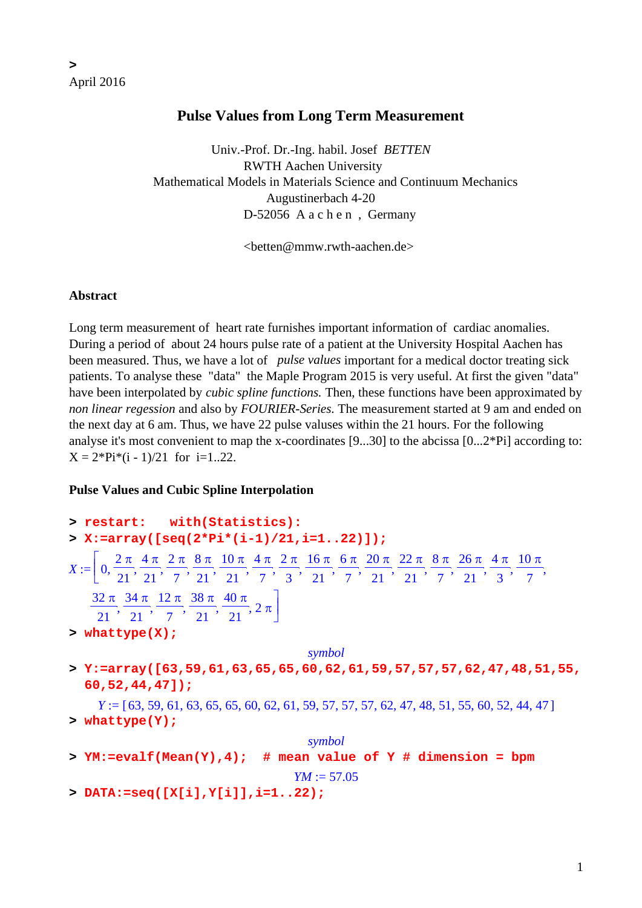>
April 2016

# Pulse Values from Long Term Measurement

Univ.-Prof. Dr.-Ing. habil. Josef *BETTEN*
RWTH Aachen University
Mathematical Models in Materials Science and Continuum Mechanics
Augustinerbach 4-20
D-52056 A a c h e n , Germany

<betten@mmw.rwth-aachen.de>

### Abstract

Long term measurement of heart rate furnishes important information of cardiac anomalies. During a period of about 24 hours pulse rate of a patient at the University Hospital Aachen has been measured. Thus, we have a lot of *pulse values* important for a medical doctor treating sick patients. To analyse these "data" the Maple Program 2015 is very useful. At first the given "data" have been interpolated by *cubic spline functions.* Then, these functions have been approximated by *non linear regession* and also by *FOURIER-Series.* The measurement started at 9 am and ended on the next day at 6 am. Thus, we have 22 pulse valuses within the 21 hours. For the following analyse it's most convenient to map the x-coordinates [9...30] to the abcissa [0...2*Pi] according to: X = 2*Pi*(i - 1)/21 for i=1..22.

### Pulse Values and Cubic Spline Interpolation

```
> restart:   with(Statistics):
> X:=array([seq(2*Pi*(i-1)/21,i=1..22)]);
```

$$X := \left[0, \frac{2\pi}{21}, \frac{4\pi}{21}, \frac{2\pi}{7}, \frac{8\pi}{21}, \frac{10\pi}{21}, \frac{4\pi}{7}, \frac{2\pi}{3}, \frac{16\pi}{21}, \frac{6\pi}{7}, \frac{20\pi}{21}, \frac{22\pi}{21}, \frac{8\pi}{7}, \frac{26\pi}{21}, \frac{4\pi}{3}, \frac{10\pi}{7}, \frac{32\pi}{21}, \frac{34\pi}{21}, \frac{12\pi}{7}, \frac{38\pi}{21}, \frac{40\pi}{21}, 2\pi\right]$$

```
> whattype(X);
```

*symbol*

```
> Y:=array([63,59,61,63,65,65,60,62,61,59,57,57,57,62,47,48,51,55,
  60,52,44,47]);
```

$Y := [63, 59, 61, 63, 65, 65, 60, 62, 61, 59, 57, 57, 57, 62, 47, 48, 51, 55, 60, 52, 44, 47]$

```
> whattype(Y);
```

*symbol*

```
> YM:=evalf(Mean(Y),4);  # mean value of Y # dimension = bpm
```

$YM := 57.05$

```
> DATA:=seq([X[i],Y[i]],i=1..22);
```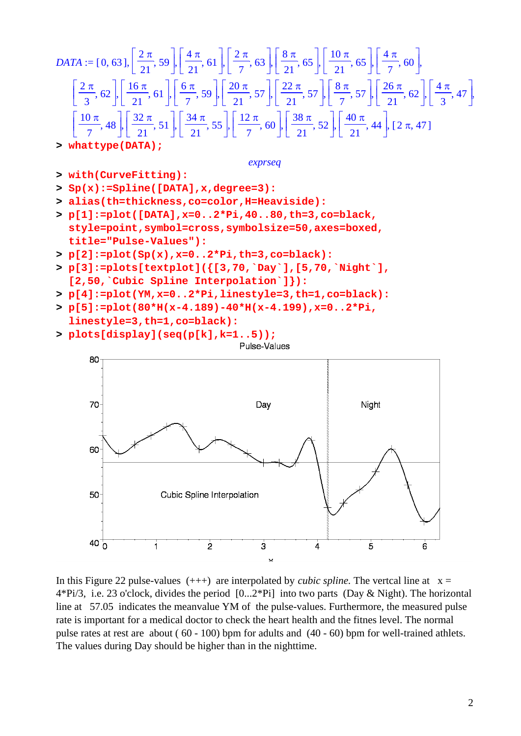$$DATA := [0, 63], \left[\frac{2\pi}{21}, 59\right], \left[\frac{4\pi}{21}, 61\right], \left[\frac{2\pi}{7}, 63\right], \left[\frac{8\pi}{21}, 65\right], \left[\frac{10\pi}{21}, 65\right], \left[\frac{4\pi}{7}, 60\right],$$
$$\left[\frac{2\pi}{3}, 62\right], \left[\frac{16\pi}{21}, 61\right], \left[\frac{6\pi}{7}, 59\right], \left[\frac{20\pi}{21}, 57\right], \left[\frac{22\pi}{21}, 57\right], \left[\frac{8\pi}{7}, 57\right], \left[\frac{26\pi}{21}, 62\right], \left[\frac{4\pi}{3}, 47\right],$$
$$\left[\frac{10\pi}{7}, 48\right], \left[\frac{32\pi}{21}, 51\right], \left[\frac{34\pi}{21}, 55\right], \left[\frac{12\pi}{7}, 60\right], \left[\frac{38\pi}{21}, 52\right], \left[\frac{40\pi}{21}, 44\right], [2\pi, 47]$$

```
> whattype(DATA);
```

*exprseq*

```
> with(CurveFitting):
> Sp(x):=Spline([DATA],x,degree=3):
> alias(th=thickness,co=color,H=Heaviside):
> p[1]:=plot([DATA],x=0..2*Pi,40..80,th=3,co=black,
  style=point,symbol=cross,symbolsize=50,axes=boxed,
  title="Pulse-Values"):
> p[2]:=plot(Sp(x),x=0..2*Pi,th=3,co=black):
> p[3]:=plots[textplot]({[3,70,`Day`],[5,70,`Night`],
  [2,50,`Cubic Spline Interpolation`]}):
> p[4]:=plot(YM,x=0..2*Pi,linestyle=3,th=1,co=black):
> p[5]:=plot(80*H(x-4.189)-40*H(x-4.199),x=0..2*Pi,
  linestyle=3,th=1,co=black):
> plots[display](seq(p[k],k=1..5));
```

In this Figure 22 pulse-values (+++) are interpolated by *cubic spline.* The vertcal line at x = 4\*Pi/3, i.e. 23 o'clock, divides the period [0...2\*Pi] into two parts (Day & Night). The horizontal line at 57.05 indicates the meanvalue YM of the pulse-values. Furthermore, the measured pulse rate is important for a medical doctor to check the heart health and the fitnes level. The normal pulse rates at rest are about ( 60 - 100) bpm for adults and (40 - 60) bpm for well-trained athlets. The values during Day should be higher than in the nighttime.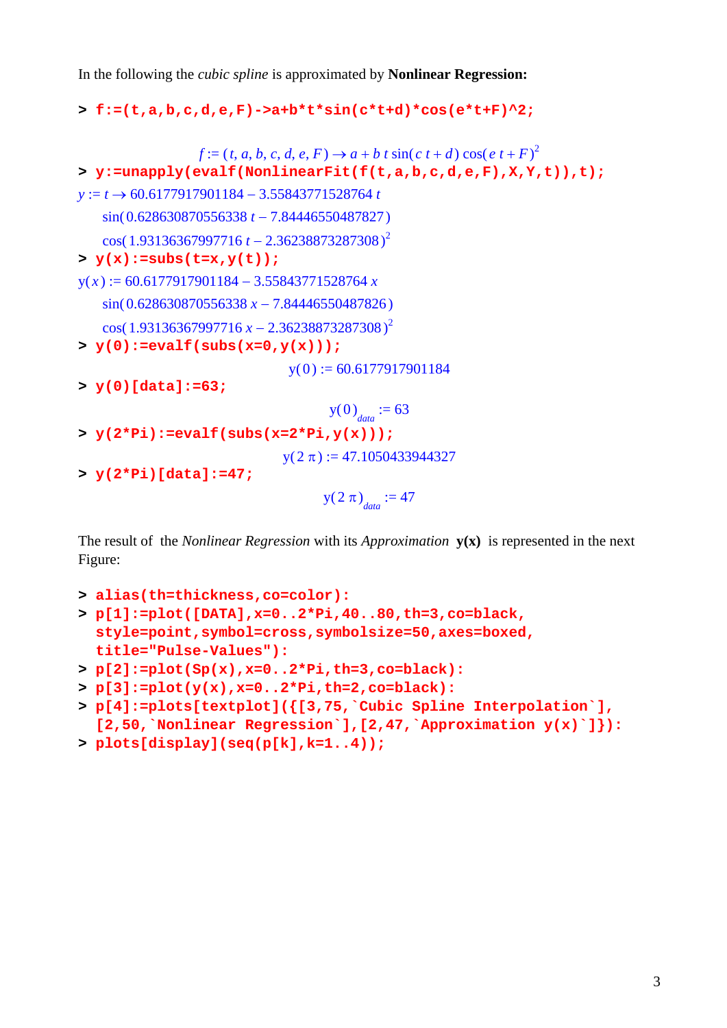In the following the *cubic spline* is approximated by **Nonlinear Regression:**

```
> f:=(t,a,b,c,d,e,F)->a+b*t*sin(c*t+d)*cos(e*t+F)^2;
```

$$f := (t, a, b, c, d, e, F) \to a + b\, t \sin(c\, t + d) \cos(e\, t + F)^2$$

```
> y:=unapply(evalf(NonlinearFit(f(t,a,b,c,d,e,F),X,Y,t)),t);
```

$$y := t \to 60.6177917901184 - 3.55843771528764\, t \sin(0.628630870556338\, t - 7.84446550487827) \cos(1.93136367997716\, t - 2.36238873287308)^2$$

```
> y(x):=subs(t=x,y(t));
```

$$\mathrm{y}(x) := 60.6177917901184 - 3.55843771528764\, x \sin(0.628630870556338\, x - 7.84446550487826) \cos(1.93136367997716\, x - 2.36238873287308)^2$$

```
> y(0):=evalf(subs(x=0,y(x)));
```

$$\mathrm{y}(0) := 60.6177917901184$$

```
> y(0)[data]:=63;
```

$$\mathrm{y}(0)_{data} := 63$$

```
> y(2*Pi):=evalf(subs(x=2*Pi,y(x)));
```

$$\mathrm{y}(2\,\pi) := 47.1050433944327$$

```
> y(2*Pi)[data]:=47;
```

$$\mathrm{y}(2\,\pi)_{data} := 47$$

The result of the *Nonlinear Regression* with its *Approximation* **y(x)** is represented in the next Figure:

```
> alias(th=thickness,co=color):
> p[1]:=plot([DATA],x=0..2*Pi,40..80,th=3,co=black,
  style=point,symbol=cross,symbolsize=50,axes=boxed,
  title="Pulse-Values"):
> p[2]:=plot(Sp(x),x=0..2*Pi,th=3,co=black):
> p[3]:=plot(y(x),x=0..2*Pi,th=2,co=black):
> p[4]:=plots[textplot]({[3,75,`Cubic Spline Interpolation`],
  [2,50,`Nonlinear Regression`],[2,47,`Approximation y(x)`]}):
> plots[display](seq(p[k],k=1..4));
```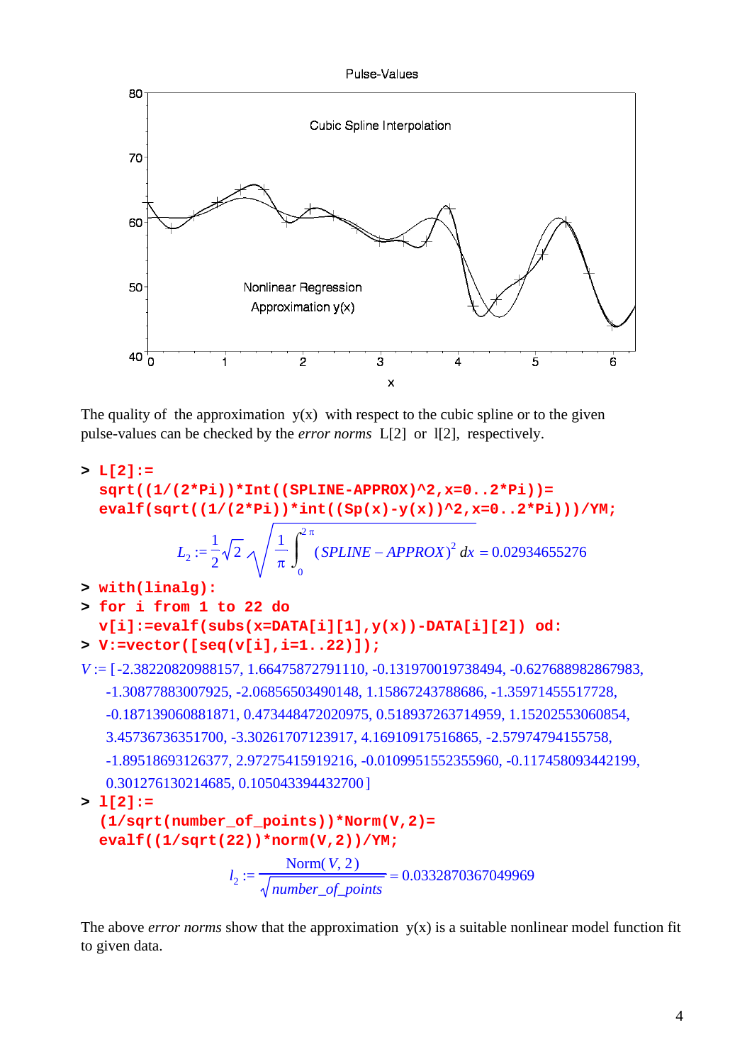The quality of the approximation y(x) with respect to the cubic spline or to the given pulse-values can be checked by the *error norms* L[2] or l[2], respectively.

```
> L[2]:=
  sqrt((1/(2*Pi))*Int((SPLINE-APPROX)^2,x=0..2*Pi))=
  evalf(sqrt((1/(2*Pi))*int((Sp(x)-y(x))^2,x=0..2*Pi)))/YM;
```

$$L_2 := \frac{1}{2}\sqrt{2}\sqrt{\frac{1}{\pi}\int_0^{2\pi}(SPLINE - APPROX)^2\,dx} = 0.02934655276$$

```
> with(linalg):
> for i from 1 to 22 do
  v[i]:=evalf(subs(x=DATA[i][1],y(x))-DATA[i][2]) od:
> V:=vector([seq(v[i],i=1..22)]);
```

$V :=$ [-2.38220820988157, 1.66475872791110, -0.131970019738494, -0.627688982867983, -1.30877883007925, -2.06856503490148, 1.15867243788686, -1.35971455517728, -0.187139060881871, 0.473448472020975, 0.518937263714959, 1.15202553060854, 3.45736736351700, -3.30261707123917, 4.16910917516865, -2.57974794155758, -1.89518693126377, 2.97275415919216, -0.0109951552355960, -0.117458093442199, 0.301276130214685, 0.105043394432700]

```
> l[2]:=
  (1/sqrt(number_of_points))*Norm(V,2)=
  evalf((1/sqrt(22))*norm(V,2))/YM;
```

$$l_2 := \frac{\mathrm{Norm}(V, 2)}{\sqrt{number\_of\_points}} = 0.0332870367049969$$

The above *error norms* show that the approximation y(x) is a suitable nonlinear model function fit to given data.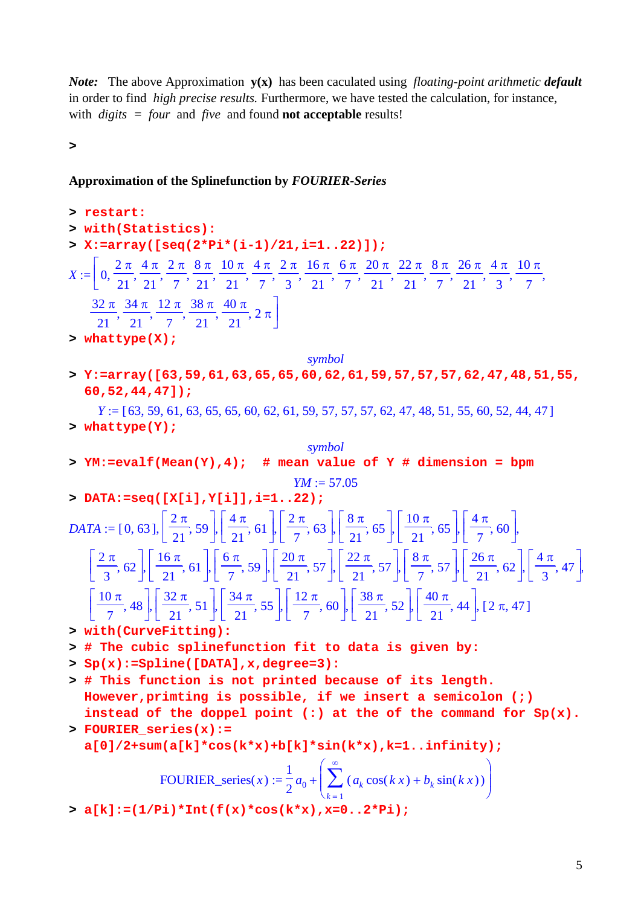***Note:*** The above Approximation **y(x)** has been caculated using *floating-point arithmetic* ***default*** in order to find *high precise results.* Furthermore, we have tested the calculation, for instance, with *digits* = *four* and *five* and found **not acceptable** results!

```
>
```

**Approximation of the Splinefunction by *FOURIER-Series***

```
> restart:
> with(Statistics):
> X:=array([seq(2*Pi*(i-1)/21,i=1..22)]);
```

$$X := \left[0, \frac{2\pi}{21}, \frac{4\pi}{21}, \frac{2\pi}{7}, \frac{8\pi}{21}, \frac{10\pi}{21}, \frac{4\pi}{7}, \frac{2\pi}{3}, \frac{16\pi}{21}, \frac{6\pi}{7}, \frac{20\pi}{21}, \frac{22\pi}{21}, \frac{8\pi}{7}, \frac{26\pi}{21}, \frac{4\pi}{3}, \frac{10\pi}{7}, \frac{32\pi}{21}, \frac{34\pi}{21}, \frac{12\pi}{7}, \frac{38\pi}{21}, \frac{40\pi}{21}, 2\pi\right]$$

```
> whattype(X);
```

*symbol*

```
> Y:=array([63,59,61,63,65,65,60,62,61,59,57,57,57,62,47,48,51,55,
  60,52,44,47]);
```

$$Y := [63, 59, 61, 63, 65, 65, 60, 62, 61, 59, 57, 57, 57, 62, 47, 48, 51, 55, 60, 52, 44, 47]$$

```
> whattype(Y);
```

*symbol*

```
> YM:=evalf(Mean(Y),4);  # mean value of Y # dimension = bpm
```

$$YM := 57.05$$

```
> DATA:=seq([X[i],Y[i]],i=1..22);
```

$$DATA := [0, 63], \left[\frac{2\pi}{21}, 59\right], \left[\frac{4\pi}{21}, 61\right], \left[\frac{2\pi}{7}, 63\right], \left[\frac{8\pi}{21}, 65\right], \left[\frac{10\pi}{21}, 65\right], \left[\frac{4\pi}{7}, 60\right], \left[\frac{2\pi}{3}, 62\right], \left[\frac{16\pi}{21}, 61\right], \left[\frac{6\pi}{7}, 59\right], \left[\frac{20\pi}{21}, 57\right], \left[\frac{22\pi}{21}, 57\right], \left[\frac{8\pi}{7}, 57\right], \left[\frac{26\pi}{21}, 62\right], \left[\frac{4\pi}{3}, 47\right], \left[\frac{10\pi}{7}, 48\right], \left[\frac{32\pi}{21}, 51\right], \left[\frac{34\pi}{21}, 55\right], \left[\frac{12\pi}{7}, 60\right], \left[\frac{38\pi}{21}, 52\right], \left[\frac{40\pi}{21}, 44\right], [2\pi, 47]$$

```
> with(CurveFitting):
> # The cubic splinefunction fit to data is given by:
> Sp(x):=Spline([DATA],x,degree=3):
> # This function is not printed because of its length.
  However,primting is possible, if we insert a semicolon (;)
  instead of the doppel point (:) at the of the command for Sp(x).
> FOURIER_series(x):=
  a[0]/2+sum(a[k]*cos(k*x)+b[k]*sin(k*x),k=1..infinity);
```

$$\text{FOURIER\_series}(x) := \frac{1}{2}a_0 + \left(\sum_{k=1}^{\infty} (a_k \cos(k\,x) + b_k \sin(k\,x))\right)$$

```
> a[k]:=(1/Pi)*Int(f(x)*cos(k*x),x=0..2*Pi);
```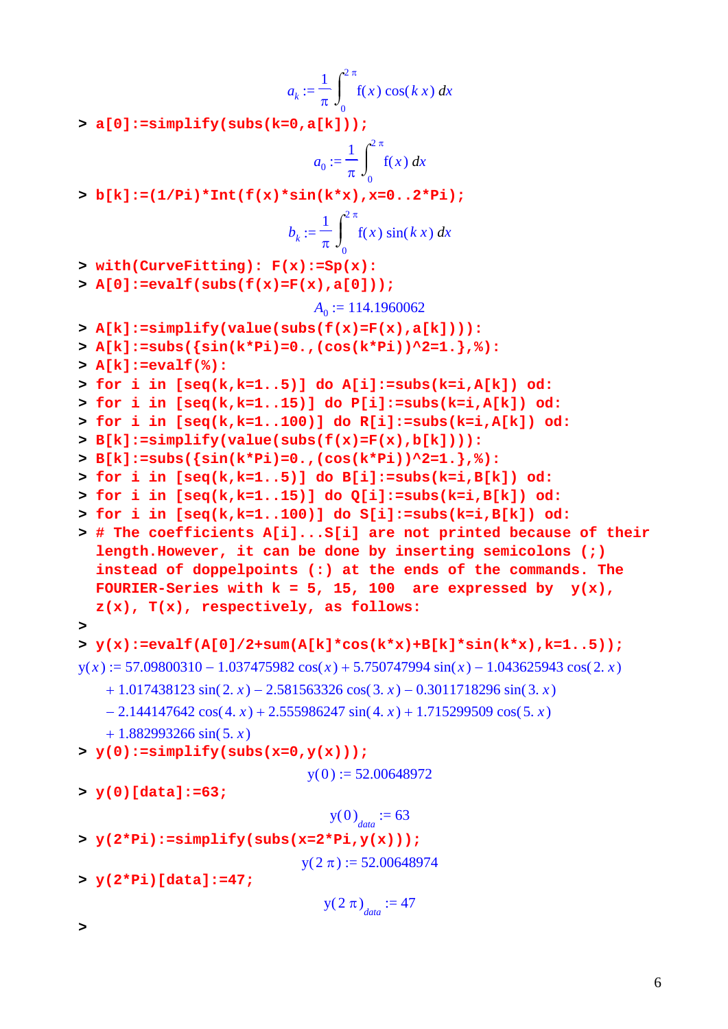$$a_k := \frac{1}{\pi}\int_0^{2\pi} \mathrm{f}(x)\cos(k\,x)\,dx$$

```
> a[0]:=simplify(subs(k=0,a[k]));
```

$$a_0 := \frac{1}{\pi}\int_0^{2\pi} \mathrm{f}(x)\,dx$$

```
> b[k]:=(1/Pi)*Int(f(x)*sin(k*x),x=0..2*Pi);
```

$$b_k := \frac{1}{\pi}\int_0^{2\pi} \mathrm{f}(x)\sin(k\,x)\,dx$$

```
> with(CurveFitting): F(x):=Sp(x):
> A[0]:=evalf(subs(f(x)=F(x),a[0]));
```

$$A_0 := 114.1960062$$

```
> A[k]:=simplify(value(subs(f(x)=F(x),a[k]))):
> A[k]:=subs({sin(k*Pi)=0.,(cos(k*Pi))^2=1.},%):
> A[k]:=evalf(%):
> for i in [seq(k,k=1..5)] do A[i]:=subs(k=i,A[k]) od:
> for i in [seq(k,k=1..15)] do P[i]:=subs(k=i,A[k]) od:
> for i in [seq(k,k=1..100)] do R[i]:=subs(k=i,A[k]) od:
> B[k]:=simplify(value(subs(f(x)=F(x),b[k]))):
> B[k]:=subs({sin(k*Pi)=0.,(cos(k*Pi))^2=1.},%):
> for i in [seq(k,k=1..5)] do B[i]:=subs(k=i,B[k]) od:
> for i in [seq(k,k=1..15)] do Q[i]:=subs(k=i,B[k]) od:
> for i in [seq(k,k=1..100)] do S[i]:=subs(k=i,B[k]) od:
> # The coefficients A[i]...S[i] are not printed because of their
  length.However, it can be done by inserting semicolons (;)
  instead of doppelpoints (:) at the ends of the commands. The
  FOURIER-Series with k = 5, 15, 100  are expressed by  y(x),
  z(x), T(x), respectively, as follows:
>
> y(x):=evalf(A[0]/2+sum(A[k]*cos(k*x)+B[k]*sin(k*x),k=1..5));
```

$$\mathrm{y}(x) := 57.09800310 - 1.037475982\cos(x) + 5.750747994\sin(x) - 1.043625943\cos(2.\,x) + 1.017438123\sin(2.\,x) - 2.581563326\cos(3.\,x) - 0.3011718296\sin(3.\,x) - 2.144147642\cos(4.\,x) + 2.555986247\sin(4.\,x) + 1.715299509\cos(5.\,x) + 1.882993266\sin(5.\,x)$$

```
> y(0):=simplify(subs(x=0,y(x)));
```

$$\mathrm{y}(0) := 52.00648972$$

```
> y(0)[data]:=63;
```

$$\mathrm{y}(0)_{data} := 63$$

```
> y(2*Pi):=simplify(subs(x=2*Pi,y(x)));
```

$$\mathrm{y}(2\,\pi) := 52.00648974$$

```
> y(2*Pi)[data]:=47;
```

$$\mathrm{y}(2\,\pi)_{data} := 47$$

```
>
```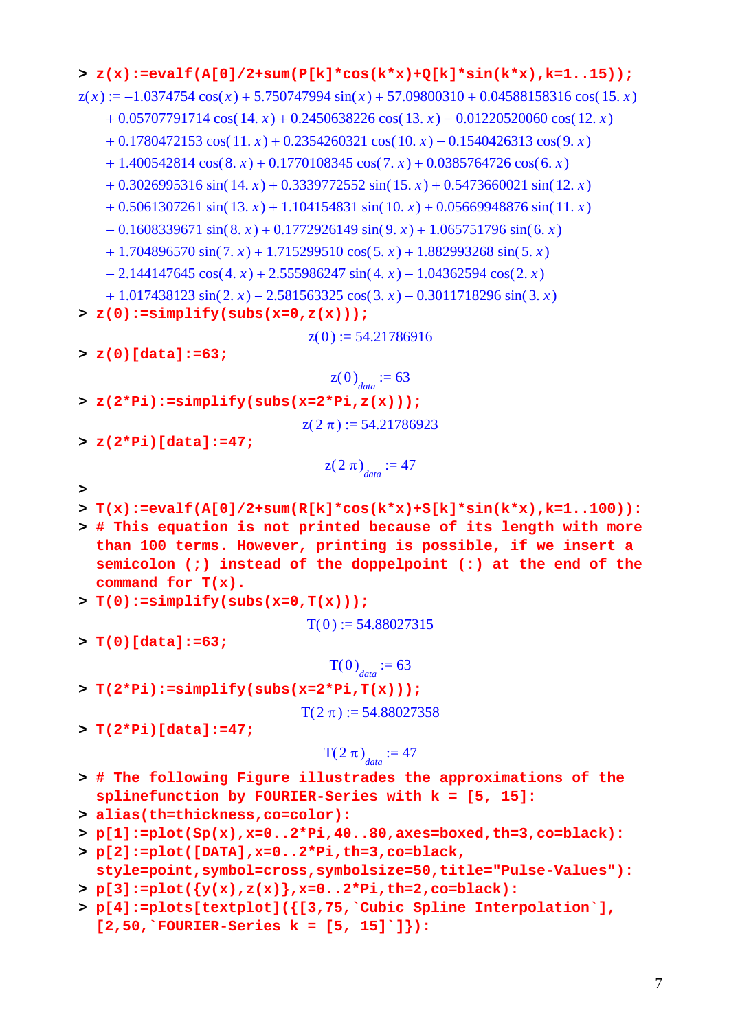```
> z(x):=evalf(A[0]/2+sum(P[k]*cos(k*x)+Q[k]*sin(k*x),k=1..15));
```

$$
\begin{aligned}
z(x) := & -1.0374754\cos(x) + 5.750747994\sin(x) + 57.09800310 + 0.04588158316\cos(15.\,x) \\
& + 0.05707791714\cos(14.\,x) + 0.2450638226\cos(13.\,x) - 0.01220520060\cos(12.\,x) \\
& + 0.1780472153\cos(11.\,x) + 0.2354260321\cos(10.\,x) - 0.1540426313\cos(9.\,x) \\
& + 1.400542814\cos(8.\,x) + 0.1770108345\cos(7.\,x) + 0.0385764726\cos(6.\,x) \\
& + 0.3026995316\sin(14.\,x) + 0.3339772552\sin(15.\,x) + 0.5473660021\sin(12.\,x) \\
& + 0.5061307261\sin(13.\,x) + 1.104154831\sin(10.\,x) + 0.05669948876\sin(11.\,x) \\
& - 0.1608339671\sin(8.\,x) + 0.1772926149\sin(9.\,x) + 1.065751796\sin(6.\,x) \\
& + 1.704896570\sin(7.\,x) + 1.715299510\cos(5.\,x) + 1.882993268\sin(5.\,x) \\
& - 2.144147645\cos(4.\,x) + 2.555986247\sin(4.\,x) - 1.04362594\cos(2.\,x) \\
& + 1.017438123\sin(2.\,x) - 2.581563325\cos(3.\,x) - 0.3011718296\sin(3.\,x)
\end{aligned}
$$

```
> z(0):=simplify(subs(x=0,z(x)));
```

$$z(0) := 54.21786916$$

```
> z(0)[data]:=63;
```

$$z(0)_{data} := 63$$

```
> z(2*Pi):=simplify(subs(x=2*Pi,z(x)));
```

$$z(2\,\pi) := 54.21786923$$

```
> z(2*Pi)[data]:=47;
```

$$z(2\,\pi)_{data} := 47$$

```
>
> T(x):=evalf(A[0]/2+sum(R[k]*cos(k*x)+S[k]*sin(k*x),k=1..100)):
> # This equation is not printed because of its length with more
  than 100 terms. However, printing is possible, if we insert a
  semicolon (;) instead of the doppelpoint (:) at the end of the
  command for T(x).
> T(0):=simplify(subs(x=0,T(x)));
```

$$T(0) := 54.88027315$$

```
> T(0)[data]:=63;
```

$$T(0)_{data} := 63$$

```
> T(2*Pi):=simplify(subs(x=2*Pi,T(x)));
```

$$T(2\,\pi) := 54.88027358$$

```
> T(2*Pi)[data]:=47;
```

$$T(2\,\pi)_{data} := 47$$

```
> # The following Figure illustrades the approximations of the
  splinefunction by FOURIER-Series with k = [5, 15]:
> alias(th=thickness,co=color):
> p[1]:=plot(Sp(x),x=0..2*Pi,40..80,axes=boxed,th=3,co=black):
> p[2]:=plot([DATA],x=0..2*Pi,th=3,co=black,
  style=point,symbol=cross,symbolsize=50,title="Pulse-Values"):
> p[3]:=plot({y(x),z(x)},x=0..2*Pi,th=2,co=black):
> p[4]:=plots[textplot]({[3,75,`Cubic Spline Interpolation`],
  [2,50,`FOURIER-Series k = [5, 15]`]}):
```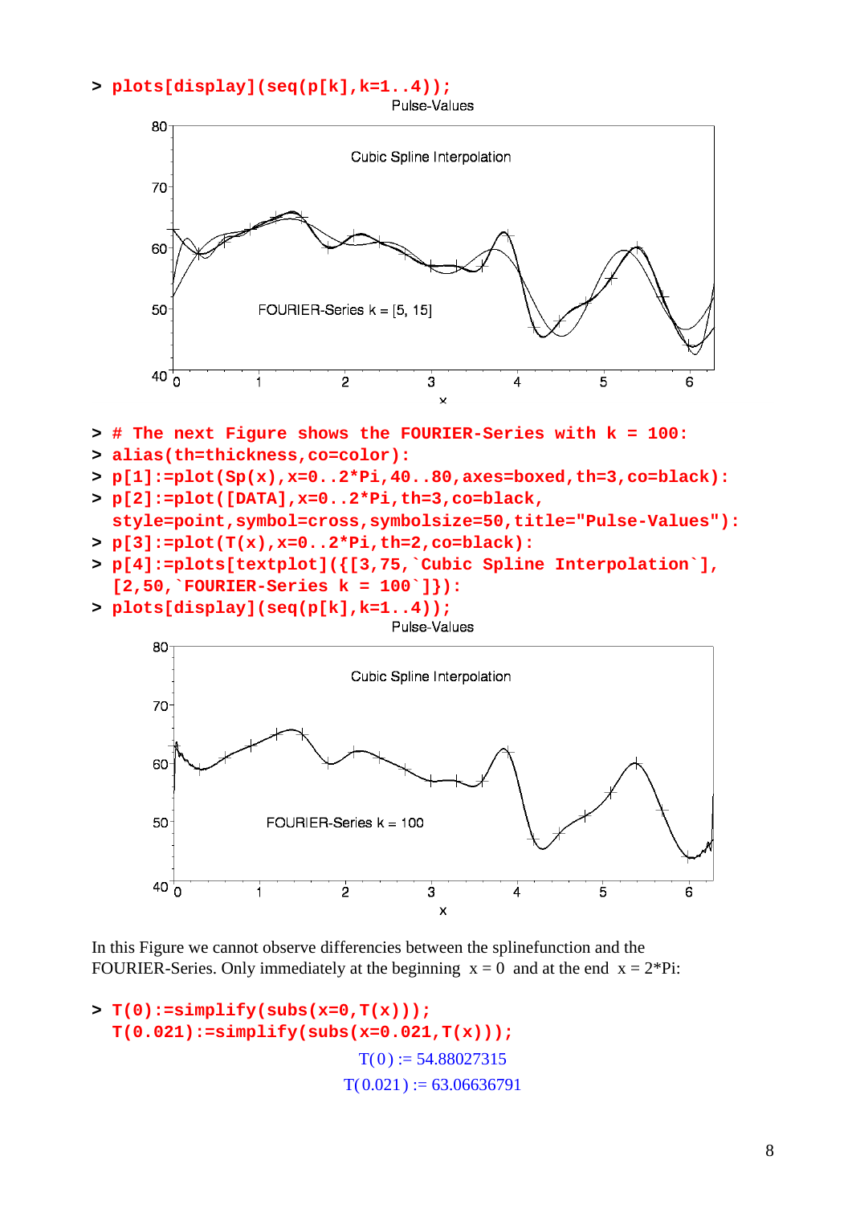```
> plots[display](seq(p[k],k=1..4));
```

```
> # The next Figure shows the FOURIER-Series with k = 100:
> alias(th=thickness,co=color):
> p[1]:=plot(Sp(x),x=0..2*Pi,40..80,axes=boxed,th=3,co=black):
> p[2]:=plot([DATA],x=0..2*Pi,th=3,co=black,
  style=point,symbol=cross,symbolsize=50,title="Pulse-Values"):
> p[3]:=plot(T(x),x=0..2*Pi,th=2,co=black):
> p[4]:=plots[textplot]({[3,75,`Cubic Spline Interpolation`],
  [2,50,`FOURIER-Series k = 100`]}):
> plots[display](seq(p[k],k=1..4));
```

In this Figure we cannot observe differencies between the splinefunction and the FOURIER-Series. Only immediately at the beginning $x = 0$ and at the end $x = 2*\mathrm{Pi}$:

```
> T(0):=simplify(subs(x=0,T(x)));
  T(0.021):=simplify(subs(x=0.021,T(x)));
```

$$T(0) := 54.88027315$$

$$T(0.021) := 63.06636791$$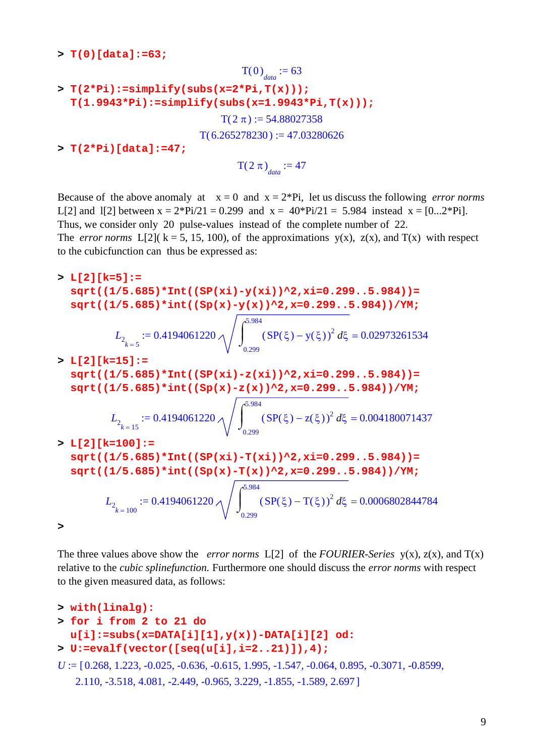```
> T(0)[data]:=63;
```

$$T(0)_{data} := 63$$

```
> T(2*Pi):=simplify(subs(x=2*Pi,T(x)));
  T(1.9943*Pi):=simplify(subs(x=1.9943*Pi,T(x)));
```

$$T(2\,\pi) := 54.88027358$$

$$T(6.265278230) := 47.03280626$$

```
> T(2*Pi)[data]:=47;
```

$$T(2\,\pi)_{data} := 47$$

Because of the above anomaly at x = 0 and x = 2*Pi, let us discuss the following *error norms* L[2] and l[2] between x = 2*Pi/21 = 0.299 and x = 40*Pi/21 = 5.984 instead x = [0...2*Pi]. Thus, we consider only 20 pulse-values instead of the complete number of 22.
The *error norms* L[2]( k = 5, 15, 100), of the approximations y(x), z(x), and T(x) with respect to the cubicfunction can thus be expressed as:

```
> L[2][k=5]:=
  sqrt((1/5.685)*Int((SP(xi)-y(xi))^2,xi=0.299..5.984))=
  sqrt((1/5.685)*int((Sp(x)-y(x))^2,x=0.299..5.984))/YM;
```

$$L_{2_{k=5}} := 0.4194061220\sqrt{\int_{0.299}^{5.984} (\mathrm{SP}(\xi)-\mathrm{y}(\xi))^2\, d\xi} = 0.02973261534$$

```
> L[2][k=15]:=
  sqrt((1/5.685)*Int((SP(xi)-z(xi))^2,xi=0.299..5.984))=
  sqrt((1/5.685)*int((Sp(x)-z(x))^2,x=0.299..5.984))/YM;
```

$$L_{2_{k=15}} := 0.4194061220\sqrt{\int_{0.299}^{5.984} (\mathrm{SP}(\xi)-\mathrm{z}(\xi))^2\, d\xi} = 0.004180071437$$

```
> L[2][k=100]:=
  sqrt((1/5.685)*Int((SP(xi)-T(xi))^2,xi=0.299..5.984))=
  sqrt((1/5.685)*int((Sp(x)-T(x))^2,x=0.299..5.984))/YM;
```

$$L_{2_{k=100}} := 0.4194061220\sqrt{\int_{0.299}^{5.984} (\mathrm{SP}(\xi)-\mathrm{T}(\xi))^2\, d\xi} = 0.0006802844784$$

```
>
```

The three values above show the *error norms* L[2] of the *FOURIER-Series* y(x), z(x), and T(x) relative to the *cubic splinefunction.* Furthermore one should discuss the *error norms* with respect to the given measured data, as follows:

```
> with(linalg):
> for i from 2 to 21 do
  u[i]:=subs(x=DATA[i][1],y(x))-DATA[i][2] od:
> U:=evalf(vector([seq(u[i],i=2..21)]),4);
```

$U$ := [0.268, 1.223, -0.025, -0.636, -0.615, 1.995, -1.547, -0.064, 0.895, -0.3071, -0.8599, 2.110, -3.518, 4.081, -2.449, -0.965, 3.229, -1.855, -1.589, 2.697]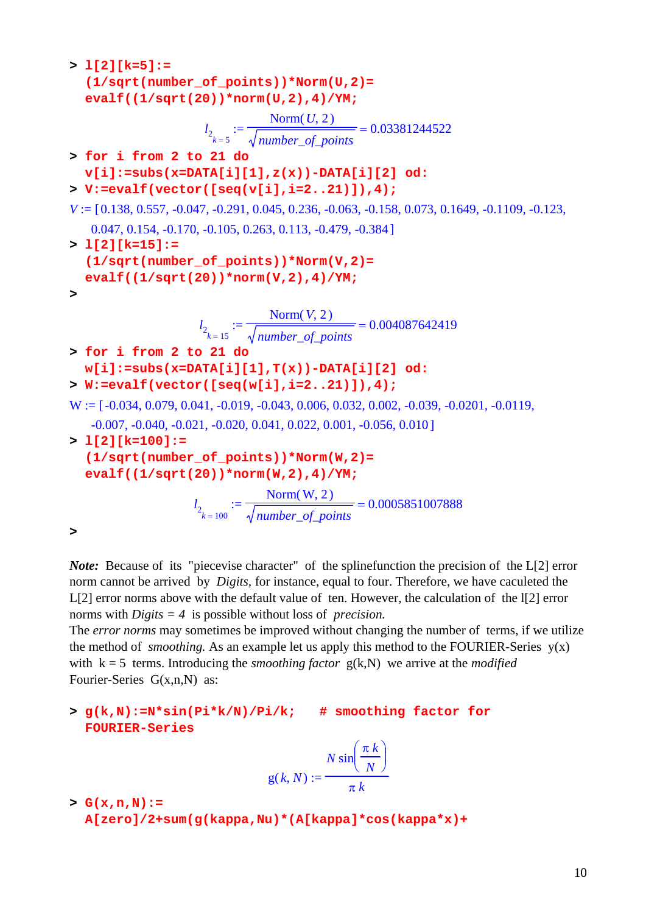```
> l[2][k=5]:=
  (1/sqrt(number_of_points))*Norm(U,2)=
  evalf((1/sqrt(20))*norm(U,2),4)/YM;
```

$$l_{2_{k=5}} := \frac{\mathrm{Norm}(U, 2)}{\sqrt{number\_of\_points}} = 0.03381244522$$

```
> for i from 2 to 21 do
  v[i]:=subs(x=DATA[i][1],z(x))-DATA[i][2] od:
> V:=evalf(vector([seq(v[i],i=2..21)]),4);
```

$V := [0.138, 0.557, -0.047, -0.291, 0.045, 0.236, -0.063, -0.158, 0.073, 0.1649, -0.1109, -0.123, 0.047, 0.154, -0.170, -0.105, 0.263, 0.113, -0.479, -0.384]$

```
> l[2][k=15]:=
  (1/sqrt(number_of_points))*Norm(V,2)=
  evalf((1/sqrt(20))*norm(V,2),4)/YM;
>
```

$$l_{2_{k=15}} := \frac{\mathrm{Norm}(V, 2)}{\sqrt{number\_of\_points}} = 0.004087642419$$

```
> for i from 2 to 21 do
  w[i]:=subs(x=DATA[i][1],T(x))-DATA[i][2] od:
> W:=evalf(vector([seq(w[i],i=2..21)]),4);
```

$W := [-0.034, 0.079, 0.041, -0.019, -0.043, 0.006, 0.032, 0.002, -0.039, -0.0201, -0.0119, -0.007, -0.040, -0.021, -0.020, 0.041, 0.022, 0.001, -0.056, 0.010]$

```
> l[2][k=100]:=
  (1/sqrt(number_of_points))*Norm(W,2)=
  evalf((1/sqrt(20))*norm(W,2),4)/YM;
```

$$l_{2_{k=100}} := \frac{\mathrm{Norm}(W, 2)}{\sqrt{number\_of\_points}} = 0.0005851007888$$

```
>
```

***Note:*** Because of its "piecevise character" of the splinefunction the precision of the L[2] error norm cannot be arrived by *Digits,* for instance, equal to four. Therefore, we have caculeted the L[2] error norms above with the default value of ten. However, the calculation of the l[2] error norms with *Digits = 4* is possible without loss of *precision.*
The *error norms* may sometimes be improved without changing the number of terms, if we utilize the method of *smoothing.* As an example let us apply this method to the FOURIER-Series $y(x)$ with $k = 5$ terms. Introducing the *smoothing factor* $g(k,N)$ we arrive at the *modified* Fourier-Series $G(x,n,N)$ as:

```
> g(k,N):=N*sin(Pi*k/N)/Pi/k;   # smoothing factor for
  FOURIER-Series
```

$$g(k, N) := \frac{N \sin\left(\frac{\pi k}{N}\right)}{\pi k}$$

```
> G(x,n,N):=
  A[zero]/2+sum(g(kappa,Nu)*(A[kappa]*cos(kappa*x)+
```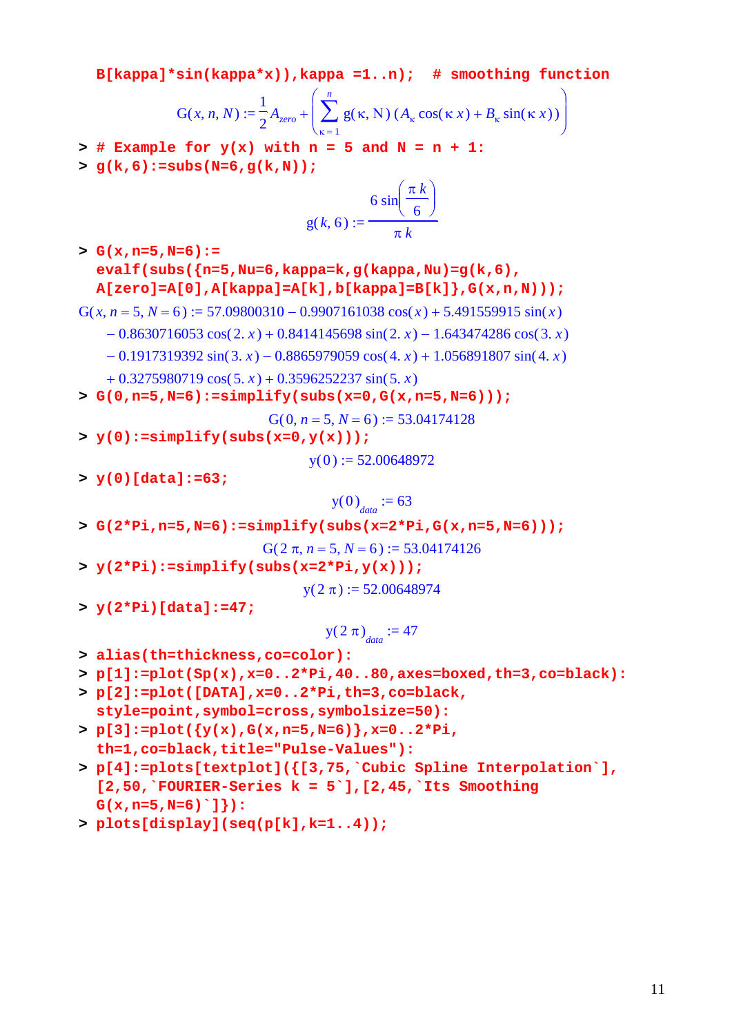```
B[kappa]*sin(kappa*x)),kappa =1..n);  # smoothing function
```

$$G(x, n, N) := \frac{1}{2} A_{zero} + \left( \sum_{\kappa=1}^{n} g(\kappa, N) \left( A_\kappa \cos(\kappa x) + B_\kappa \sin(\kappa x) \right) \right)$$

```
> # Example for y(x) with n = 5 and N = n + 1:
> g(k,6):=subs(N=6,g(k,N));
```

$$g(k, 6) := \frac{6 \sin\left(\frac{\pi k}{6}\right)}{\pi k}$$

```
> G(x,n=5,N=6):=
  evalf(subs({n=5,Nu=6,kappa=k,g(kappa,Nu)=g(k,6),
  A[zero]=A[0],A[kappa]=A[k],b[kappa]=B[k]},G(x,n,N)));
```

$$G(x, n=5, N=6) := 57.09800310 - 0.9907161038 \cos(x) + 5.491559915 \sin(x) - 0.8630716053 \cos(2.\, x) + 0.8414145698 \sin(2.\, x) - 1.643474286 \cos(3.\, x) - 0.1917319392 \sin(3.\, x) - 0.8865979059 \cos(4.\, x) + 1.056891807 \sin(4.\, x) + 0.3275980719 \cos(5.\, x) + 0.3596252237 \sin(5.\, x)$$

```
> G(0,n=5,N=6):=simplify(subs(x=0,G(x,n=5,N=6)));
```

$$G(0, n=5, N=6) := 53.04174128$$

```
> y(0):=simplify(subs(x=0,y(x)));
```

$$y(0) := 52.00648972$$

```
> y(0)[data]:=63;
```

$$y(0)_{data} := 63$$

```
> G(2*Pi,n=5,N=6):=simplify(subs(x=2*Pi,G(x,n=5,N=6)));
```

$$G(2\pi, n=5, N=6) := 53.04174126$$

```
> y(2*Pi):=simplify(subs(x=2*Pi,y(x)));
```

$$y(2\pi) := 52.00648974$$

```
> y(2*Pi)[data]:=47;
```

$$y(2\pi)_{data} := 47$$

```
> alias(th=thickness,co=color):
> p[1]:=plot(Sp(x),x=0..2*Pi,40..80,axes=boxed,th=3,co=black):
> p[2]:=plot([DATA],x=0..2*Pi,th=3,co=black,
  style=point,symbol=cross,symbolsize=50):
> p[3]:=plot({y(x),G(x,n=5,N=6)},x=0..2*Pi,
  th=1,co=black,title="Pulse-Values"):
> p[4]:=plots[textplot]({[3,75,`Cubic Spline Interpolation`],
  [2,50,`FOURIER-Series k = 5`],[2,45,`Its Smoothing
  G(x,n=5,N=6)`]}):
> plots[display](seq(p[k],k=1..4));
```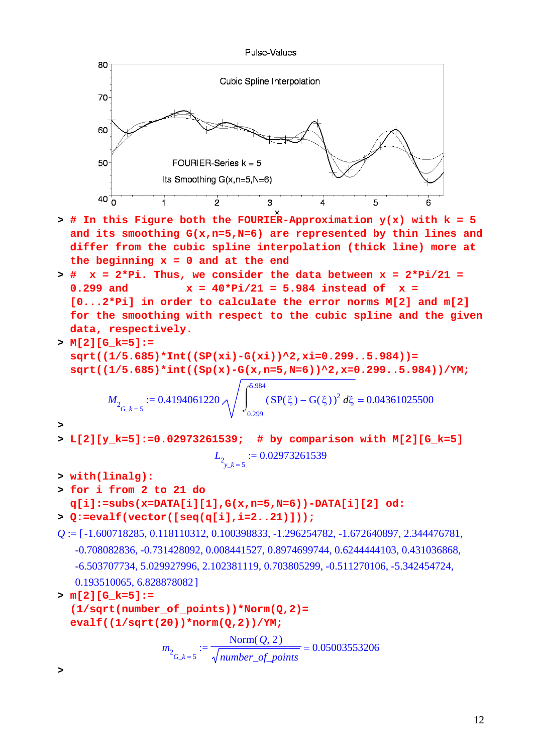Pulse-Values

Cubic Spline Interpolation

FOURIER-Series k = 5

Its Smoothing G(x,n=5,N=6)

```
> # In this Figure both the FOURIER-Approximation y(x) with k = 5
  and its smoothing G(x,n=5,N=6) are represented by thin lines and
  differ from the cubic spline interpolation (thick line) more at
  the beginning x = 0 and at the end
> #  x = 2*Pi. Thus, we consider the data between x = 2*Pi/21 =
  0.299 and         x = 40*Pi/21 = 5.984 instead of  x =
  [0...2*Pi] in order to calculate the error norms M[2] and m[2]
  for the smoothing with respect to the cubic spline and the given
  data, respectively.
> M[2][G_k=5]:=
  sqrt((1/5.685)*Int((SP(xi)-G(xi))^2,xi=0.299..5.984))=
  sqrt((1/5.685)*int((Sp(x)-G(x,n=5,N=6))^2,x=0.299..5.984))/YM;
```

$$M_{2_{G\_k=5}} := 0.4194061220 \sqrt{\int_{0.299}^{5.984} (\mathrm{SP}(\xi) - \mathrm{G}(\xi))^2 \, d\xi} = 0.04361025500$$

```
>
> L[2][y_k=5]:=0.02973261539;  # by comparison with M[2][G_k=5]
```

$$L_{2_{y\_k=5}} := 0.02973261539$$

```
> with(linalg):
> for i from 2 to 21 do
  q[i]:=subs(x=DATA[i][1],G(x,n=5,N=6))-DATA[i][2] od:
> Q:=evalf(vector([seq(q[i],i=2..21)]));
```

$Q$ := [-1.600718285, 0.118110312, 0.100398833, -1.296254782, -1.672640897, 2.344476781, -0.708082836, -0.731428092, 0.008441527, 0.8974699744, 0.6244444103, 0.431036868, -6.503707734, 5.029927996, 2.102381119, 0.703805299, -0.511270106, -5.342454724, 0.193510065, 6.828878082]

```
> m[2][G_k=5]:=
  (1/sqrt(number_of_points))*Norm(Q,2)=
  evalf((1/sqrt(20))*norm(Q,2))/YM;
```

$$m_{2_{G\_k=5}} := \frac{\mathrm{Norm}(Q, 2)}{\sqrt{number\_of\_points}} = 0.05003553206$$

```
>
```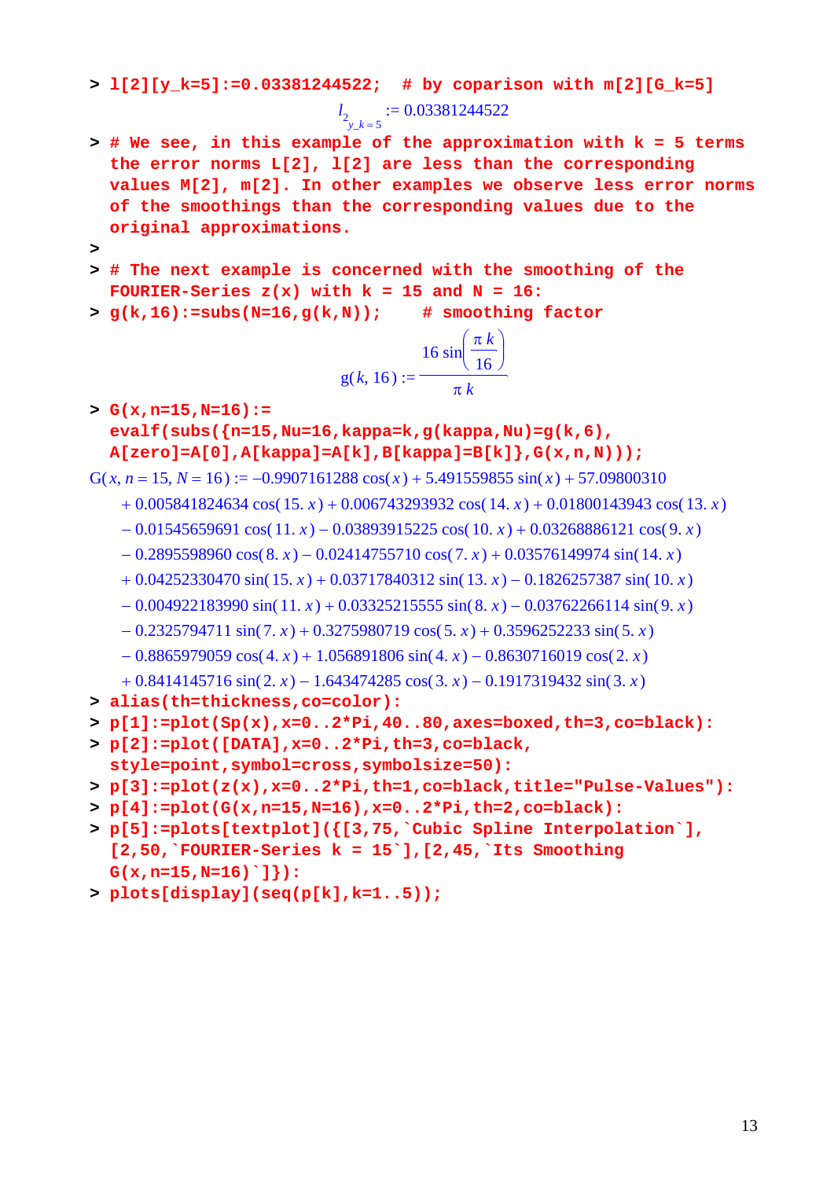```
> l[2][y_k=5]:=0.03381244522;  # by coparison with m[2][G_k=5]
```

$$l_{2_{y\_k=5}} := 0.03381244522$$

```
> # We see, in this example of the approximation with k = 5 terms
  the error norms L[2], l[2] are less than the corresponding
  values M[2], m[2]. In other examples we observe less error norms
  of the smoothings than the corresponding values due to the
  original approximations.
>
> # The next example is concerned with the smoothing of the
  FOURIER-Series z(x) with k = 15 and N = 16:
> g(k,16):=subs(N=16,g(k,N));    # smoothing factor
```

$$g(k, 16) := \frac{16 \sin\left(\frac{\pi k}{16}\right)}{\pi k}$$

```
> G(x,n=15,N=16):=
  evalf(subs({n=15,Nu=16,kappa=k,g(kappa,Nu)=g(k,6),
  A[zero]=A[0],A[kappa]=A[k],B[kappa]=B[k]},G(x,n,N)));
```

$$\begin{aligned}
G(x, n = 15, N = 16) := & -0.9907161288 \cos(x) + 5.491559855 \sin(x) + 57.09800310 \\
& + 0.005841824634 \cos(15.\, x) + 0.006743293932 \cos(14.\, x) + 0.01800143943 \cos(13.\, x) \\
& - 0.01545659691 \cos(11.\, x) - 0.03893915225 \cos(10.\, x) + 0.03268886121 \cos(9.\, x) \\
& - 0.2895598960 \cos(8.\, x) - 0.02414755710 \cos(7.\, x) + 0.03576149974 \sin(14.\, x) \\
& + 0.04252330470 \sin(15.\, x) + 0.03717840312 \sin(13.\, x) - 0.1826257387 \sin(10.\, x) \\
& - 0.004922183990 \sin(11.\, x) + 0.03325215555 \sin(8.\, x) - 0.03762266114 \sin(9.\, x) \\
& - 0.2325794711 \sin(7.\, x) + 0.3275980719 \cos(5.\, x) + 0.3596252233 \sin(5.\, x) \\
& - 0.8865979059 \cos(4.\, x) + 1.056891806 \sin(4.\, x) - 0.8630716019 \cos(2.\, x) \\
& + 0.8414145716 \sin(2.\, x) - 1.643474285 \cos(3.\, x) - 0.1917319432 \sin(3.\, x)
\end{aligned}$$

```
> alias(th=thickness,co=color):
> p[1]:=plot(Sp(x),x=0..2*Pi,40..80,axes=boxed,th=3,co=black):
> p[2]:=plot([DATA],x=0..2*Pi,th=3,co=black,
  style=point,symbol=cross,symbolsize=50):
> p[3]:=plot(z(x),x=0..2*Pi,th=1,co=black,title="Pulse-Values"):
> p[4]:=plot(G(x,n=15,N=16),x=0..2*Pi,th=2,co=black):
> p[5]:=plots[textplot]({[3,75,`Cubic Spline Interpolation`],
  [2,50,`FOURIER-Series k = 15`],[2,45,`Its Smoothing
  G(x,n=15,N=16)`]}):
> plots[display](seq(p[k],k=1..5));
```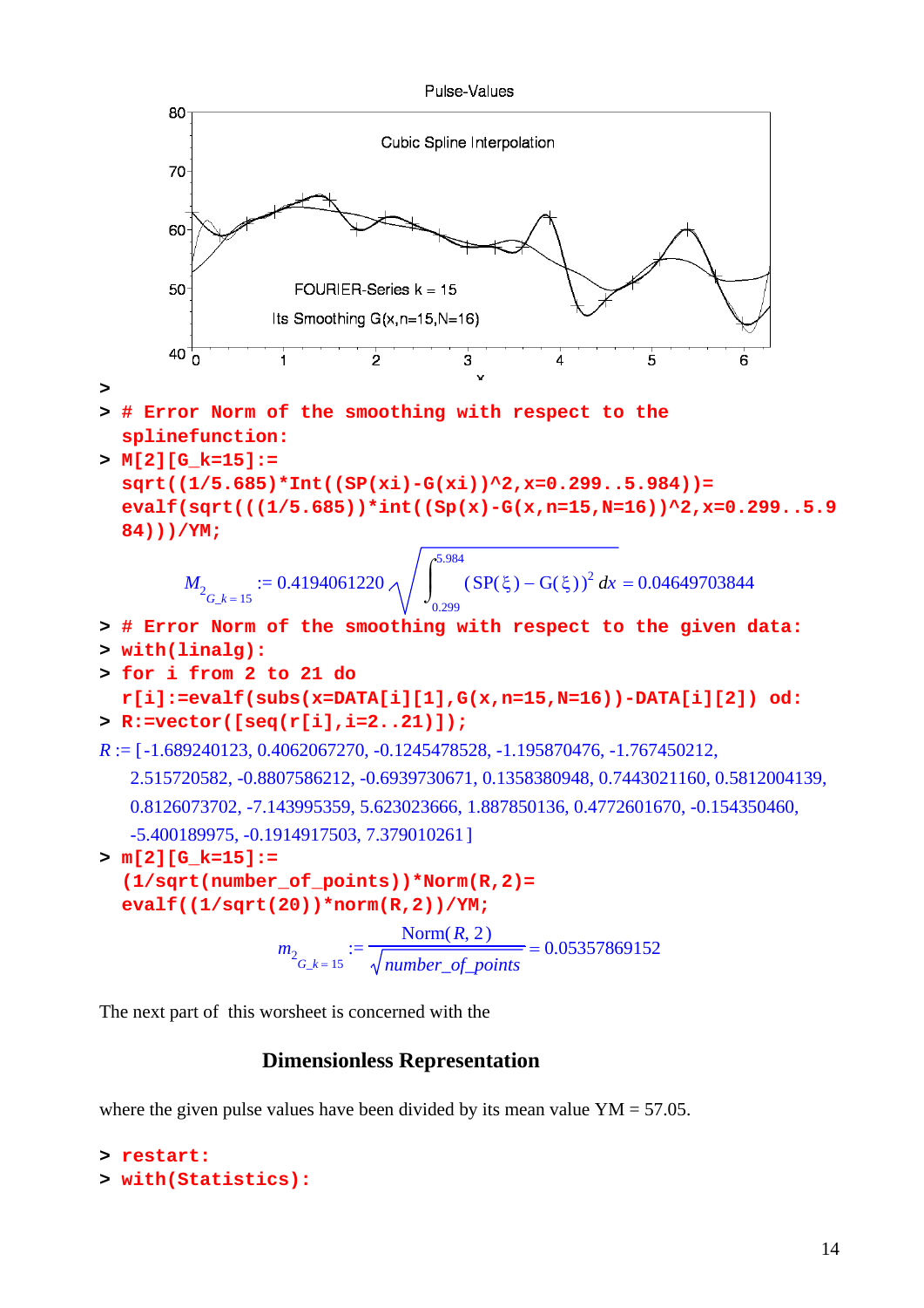Pulse-Values

Cubic Spline Interpolation

FOURIER-Series k = 15

Its Smoothing G(x,n=15,N=16)

```
>
> # Error Norm of the smoothing with respect to the
  splinefunction:
> M[2][G_k=15]:=
  sqrt((1/5.685)*Int((SP(xi)-G(xi))^2,x=0.299..5.984))=
  evalf(sqrt(((1/5.685))*int((Sp(x)-G(x,n=15,N=16))^2,x=0.299..5.9
  84)))/YM;
```

$$M_{2_{G\_k=15}} := 0.4194061220 \sqrt{\int_{0.299}^{5.984} (\mathrm{SP}(\xi) - \mathrm{G}(\xi))^2 \, dx} = 0.04649703844$$

```
> # Error Norm of the smoothing with respect to the given data:
> with(linalg):
> for i from 2 to 21 do
  r[i]:=evalf(subs(x=DATA[i][1],G(x,n=15,N=16))-DATA[i][2]) od:
> R:=vector([seq(r[i],i=2..21)]);
```

$R$ := [-1.689240123, 0.4062067270, -0.1245478528, -1.195870476, -1.767450212, 2.515720582, -0.8807586212, -0.6939730671, 0.1358380948, 0.7443021160, 0.5812004139, 0.8126073702, -7.143995359, 5.623023666, 1.887850136, 0.4772601670, -0.154350460, -5.400189975, -0.1914917503, 7.379010261 ]

```
> m[2][G_k=15]:=
  (1/sqrt(number_of_points))*Norm(R,2)=
  evalf((1/sqrt(20))*norm(R,2))/YM;
```

$$m_{2_{G\_k=15}} := \frac{\mathrm{Norm}(R, 2)}{\sqrt{number\_of\_points}} = 0.05357869152$$

The next part of this worsheet is concerned with the

**Dimensionless Representation**

where the given pulse values have been divided by its mean value YM = 57.05.

```
> restart:
> with(Statistics):
```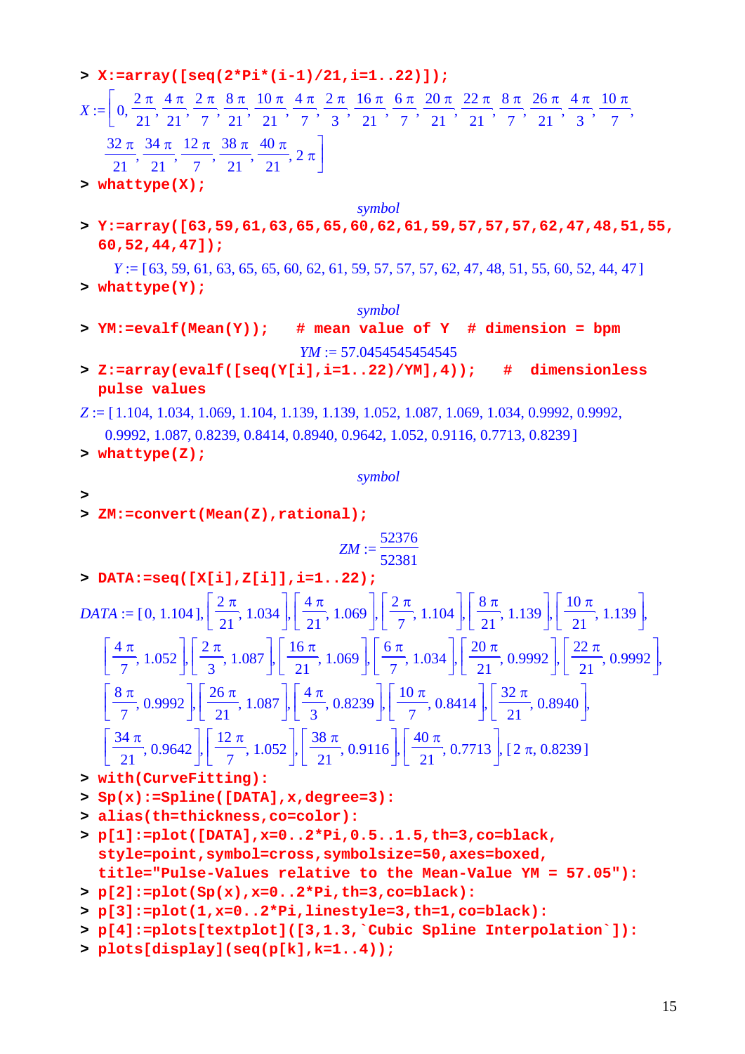```
> X:=array([seq(2*Pi*(i-1)/21,i=1..22)]);
```

$$X := \left[0, \frac{2\pi}{21}, \frac{4\pi}{21}, \frac{2\pi}{7}, \frac{8\pi}{21}, \frac{10\pi}{21}, \frac{4\pi}{7}, \frac{2\pi}{3}, \frac{16\pi}{21}, \frac{6\pi}{7}, \frac{20\pi}{21}, \frac{22\pi}{21}, \frac{8\pi}{7}, \frac{26\pi}{21}, \frac{4\pi}{3}, \frac{10\pi}{7}, \frac{32\pi}{21}, \frac{34\pi}{21}, \frac{12\pi}{7}, \frac{38\pi}{21}, \frac{40\pi}{21}, 2\pi\right]$$

```
> whattype(X);
```

*symbol*

```
> Y:=array([63,59,61,63,65,65,60,62,61,59,57,57,57,62,47,48,51,55,
  60,52,44,47]);
```

$Y := [63, 59, 61, 63, 65, 65, 60, 62, 61, 59, 57, 57, 57, 62, 47, 48, 51, 55, 60, 52, 44, 47]$

```
> whattype(Y);
```

*symbol*

```
> YM:=evalf(Mean(Y));   # mean value of Y  # dimension = bpm
```

$YM := 57.0454545454545$

```
> Z:=array(evalf([seq(Y[i],i=1..22)/YM],4));   #  dimensionless
  pulse values
```

$Z := [1.104, 1.034, 1.069, 1.104, 1.139, 1.139, 1.052, 1.087, 1.069, 1.034, 0.9992, 0.9992, 0.9992, 1.087, 0.8239, 0.8414, 0.8940, 0.9642, 1.052, 0.9116, 0.7713, 0.8239]$

```
> whattype(Z);
```

*symbol*

```
>
> ZM:=convert(Mean(Z),rational);
```

$$ZM := \frac{52376}{52381}$$

```
> DATA:=seq([X[i],Z[i]],i=1..22);
```

$$DATA := [0, 1.104], \left[\frac{2\pi}{21}, 1.034\right], \left[\frac{4\pi}{21}, 1.069\right], \left[\frac{2\pi}{7}, 1.104\right], \left[\frac{8\pi}{21}, 1.139\right], \left[\frac{10\pi}{21}, 1.139\right], \left[\frac{4\pi}{7}, 1.052\right], \left[\frac{2\pi}{3}, 1.087\right], \left[\frac{16\pi}{21}, 1.069\right], \left[\frac{6\pi}{7}, 1.034\right], \left[\frac{20\pi}{21}, 0.9992\right], \left[\frac{22\pi}{21}, 0.9992\right], \left[\frac{8\pi}{7}, 0.9992\right], \left[\frac{26\pi}{21}, 1.087\right], \left[\frac{4\pi}{3}, 0.8239\right], \left[\frac{10\pi}{7}, 0.8414\right], \left[\frac{32\pi}{21}, 0.8940\right], \left[\frac{34\pi}{21}, 0.9642\right], \left[\frac{12\pi}{7}, 1.052\right], \left[\frac{38\pi}{21}, 0.9116\right], \left[\frac{40\pi}{21}, 0.7713\right], [2\pi, 0.8239]$$

```
> with(CurveFitting):
> Sp(x):=Spline([DATA],x,degree=3):
> alias(th=thickness,co=color):
> p[1]:=plot([DATA],x=0..2*Pi,0.5..1.5,th=3,co=black,
  style=point,symbol=cross,symbolsize=50,axes=boxed,
  title="Pulse-Values relative to the Mean-Value YM = 57.05"):
> p[2]:=plot(Sp(x),x=0..2*Pi,th=3,co=black):
> p[3]:=plot(1,x=0..2*Pi,linestyle=3,th=1,co=black):
> p[4]:=plots[textplot]([3,1.3,`Cubic Spline Interpolation`]):
> plots[display](seq(p[k],k=1..4));
```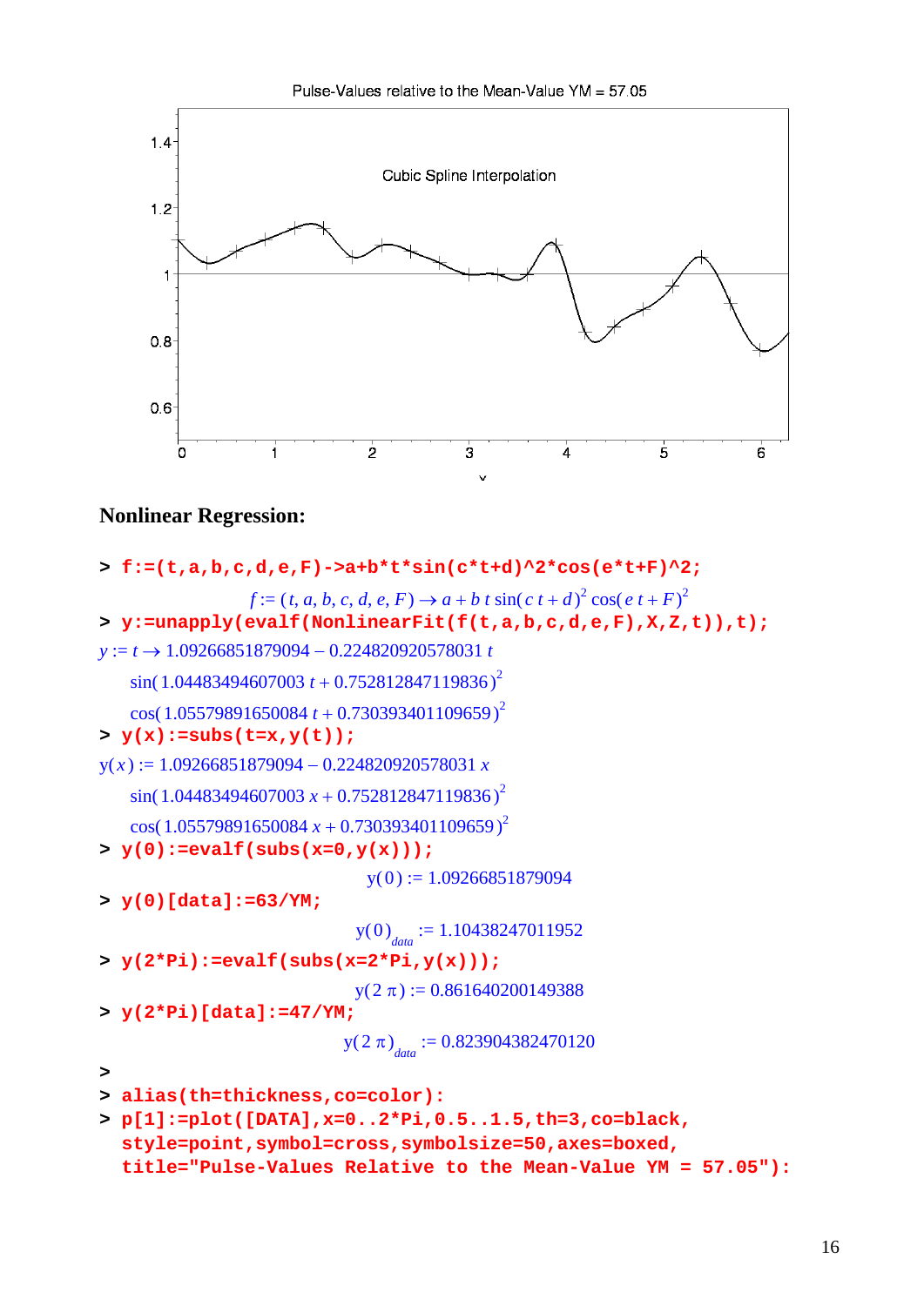Pulse-Values relative to the Mean-Value YM = 57.05

Cubic Spline Interpolation

## Nonlinear Regression:

```
> f:=(t,a,b,c,d,e,F)->a+b*t*sin(c*t+d)^2*cos(e*t+F)^2;
```

$$f := (t, a, b, c, d, e, F) \rightarrow a + b\, t \sin(c\, t + d)^2 \cos(e\, t + F)^2$$

```
> y:=unapply(evalf(NonlinearFit(f(t,a,b,c,d,e,F),X,Z,t)),t);
```

$$y := t \rightarrow 1.09266851879094 - 0.224820920578031\, t \sin(1.04483494607003\, t + 0.752812847119836)^2 \cos(1.05579891650084\, t + 0.730393401109659)^2$$

```
> y(x):=subs(t=x,y(t));
```

$$y(x) := 1.09266851879094 - 0.224820920578031\, x \sin(1.04483494607003\, x + 0.752812847119836)^2 \cos(1.05579891650084\, x + 0.730393401109659)^2$$

```
> y(0):=evalf(subs(x=0,y(x)));
```

$$y(0) := 1.09266851879094$$

```
> y(0)[data]:=63/YM;
```

$$y(0)_{data} := 1.10438247011952$$

```
> y(2*Pi):=evalf(subs(x=2*Pi,y(x)));
```

$$y(2\,\pi) := 0.861640200149388$$

```
> y(2*Pi)[data]:=47/YM;
```

$$y(2\,\pi)_{data} := 0.823904382470120$$

```
>
> alias(th=thickness,co=color):
> p[1]:=plot([DATA],x=0..2*Pi,0.5..1.5,th=3,co=black,
  style=point,symbol=cross,symbolsize=50,axes=boxed,
  title="Pulse-Values Relative to the Mean-Value YM = 57.05"):
```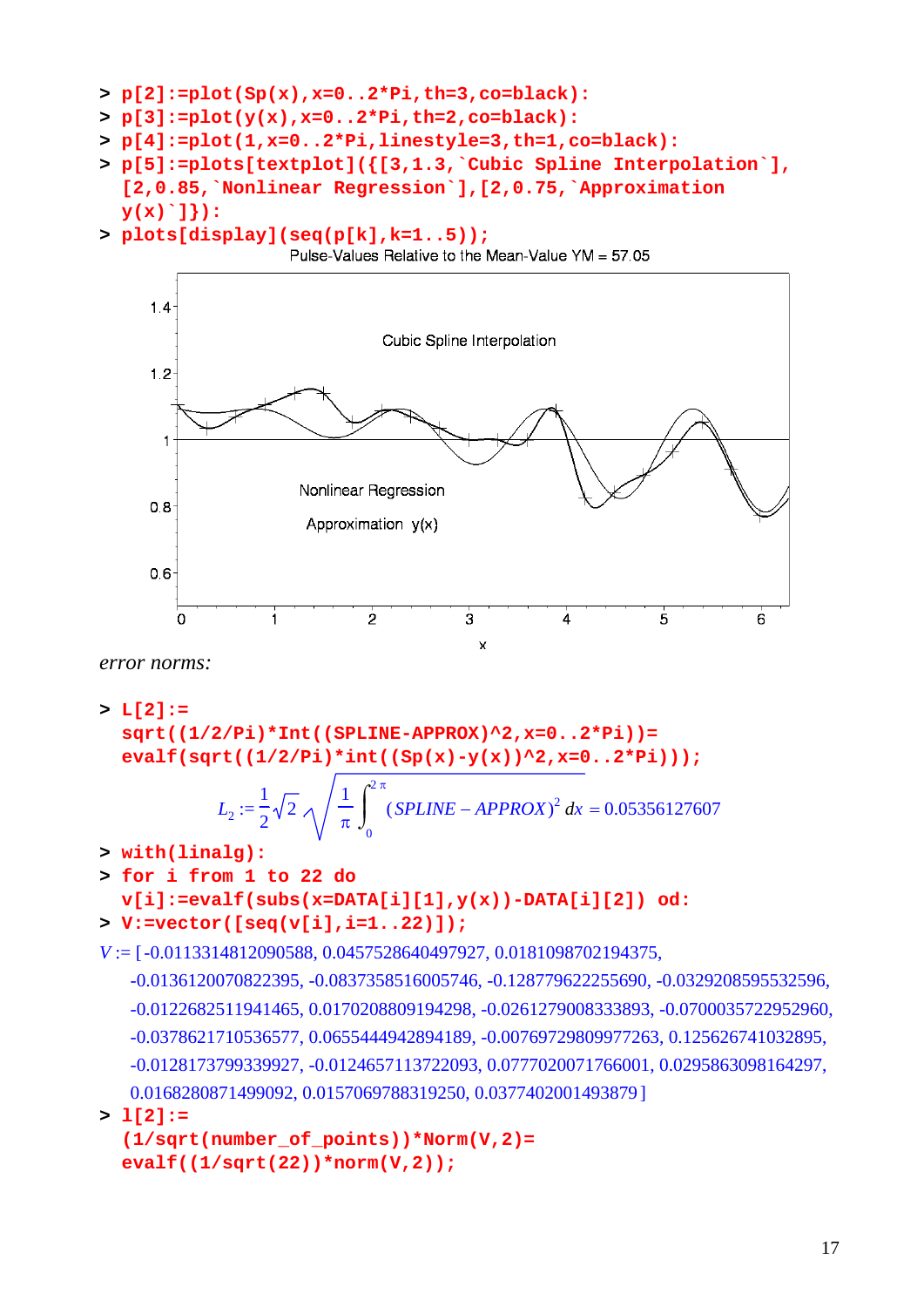```
> p[2]:=plot(Sp(x),x=0..2*Pi,th=3,co=black):
> p[3]:=plot(y(x),x=0..2*Pi,th=2,co=black):
> p[4]:=plot(1,x=0..2*Pi,linestyle=3,th=1,co=black):
> p[5]:=plots[textplot]({[3,1.3,`Cubic Spline Interpolation`],
  [2,0.85,`Nonlinear Regression`],[2,0.75,`Approximation
  y(x)`]}):
> plots[display](seq(p[k],k=1..5));
```

Pulse-Values Relative to the Mean-Value YM = 57.05

*error norms:*

```
> L[2]:=
  sqrt((1/2/Pi)*Int((SPLINE-APPROX)^2,x=0..2*Pi))=
  evalf(sqrt((1/2/Pi)*int((Sp(x)-y(x))^2,x=0..2*Pi)));
```

$$L_2 := \frac{1}{2}\sqrt{2}\sqrt{\frac{1}{\pi}\int_0^{2\pi}(SPLINE - APPROX)^2\,dx} = 0.05356127607$$

```
> with(linalg):
> for i from 1 to 22 do
  v[i]:=evalf(subs(x=DATA[i][1],y(x))-DATA[i][2]) od:
> V:=vector([seq(v[i],i=1..22)]);
```

$V :=$ [-0.0113314812090588, 0.0457528640497927, 0.0181098702194375, -0.0136120070822395, -0.0837358516005746, -0.128779622255690, -0.0329208595532596, -0.0122682511941465, 0.0170208809194298, -0.0261279008333893, -0.0700035722952960, -0.0378621710536577, 0.0655444942894189, -0.00769729809977263, 0.125626741032895, -0.0128173799339927, -0.0124657113722093, 0.0777020071766001, 0.0295863098164297, 0.0168280871499092, 0.0157069788319250, 0.0377402001493879]

```
> l[2]:=
  (1/sqrt(number_of_points))*Norm(V,2)=
  evalf((1/sqrt(22))*norm(V,2));
```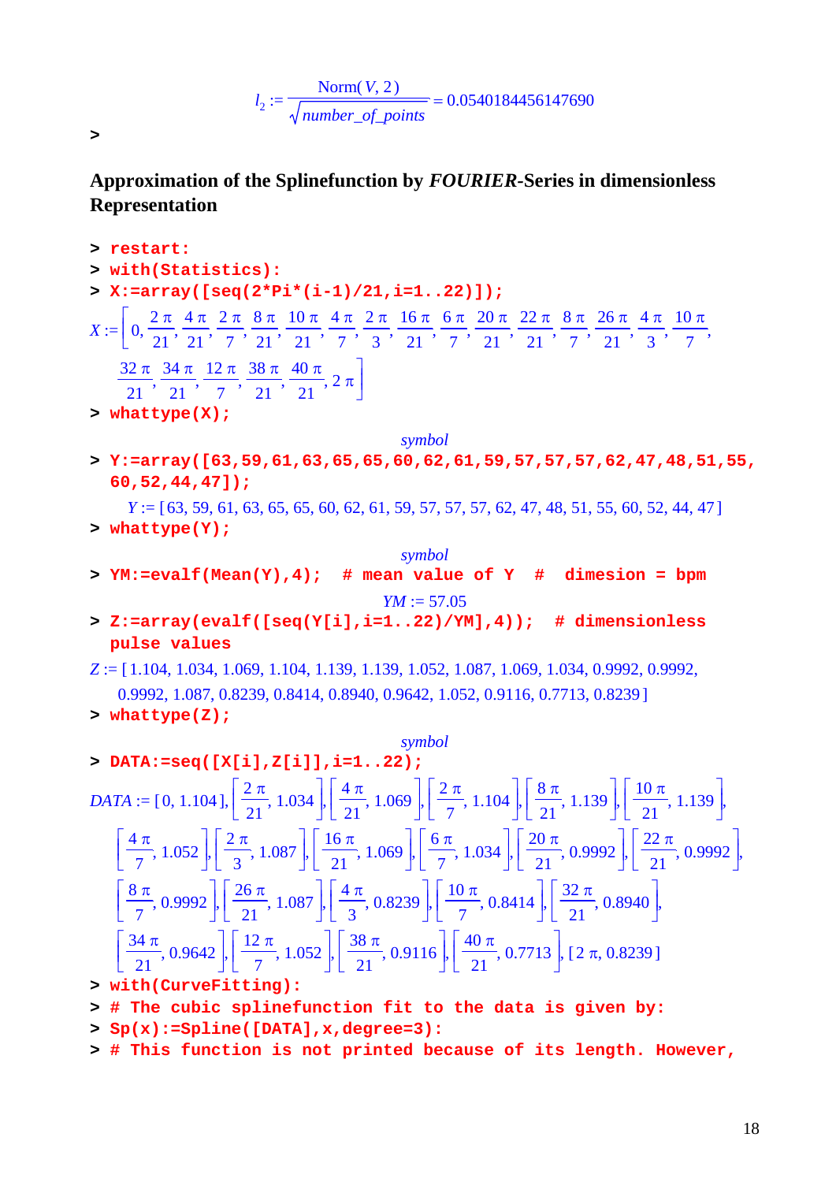$$l_2 := \frac{\mathrm{Norm}(V, 2)}{\sqrt{number\_of\_points}} = 0.0540184456147690$$

```
>
```

**Approximation of the Splinefunction by *FOURIER*-Series in dimensionless Representation**

```
> restart:
> with(Statistics):
> X:=array([seq(2*Pi*(i-1)/21,i=1..22)]);
```

$$X := \left[0, \frac{2\pi}{21}, \frac{4\pi}{21}, \frac{2\pi}{7}, \frac{8\pi}{21}, \frac{10\pi}{21}, \frac{4\pi}{7}, \frac{2\pi}{3}, \frac{16\pi}{21}, \frac{6\pi}{7}, \frac{20\pi}{21}, \frac{22\pi}{21}, \frac{8\pi}{7}, \frac{26\pi}{21}, \frac{4\pi}{3}, \frac{10\pi}{7}, \frac{32\pi}{21}, \frac{34\pi}{21}, \frac{12\pi}{7}, \frac{38\pi}{21}, \frac{40\pi}{21}, 2\pi\right]$$

```
> whattype(X);
```

*symbol*

```
> Y:=array([63,59,61,63,65,65,60,62,61,59,57,57,57,62,47,48,51,55,
  60,52,44,47]);
```

$Y := [63, 59, 61, 63, 65, 65, 60, 62, 61, 59, 57, 57, 57, 62, 47, 48, 51, 55, 60, 52, 44, 47]$

```
> whattype(Y);
```

*symbol*

```
> YM:=evalf(Mean(Y),4);   # mean value of Y   #   dimesion = bpm
```

$YM := 57.05$

```
> Z:=array(evalf([seq(Y[i],i=1..22)/YM],4));   # dimensionless
  pulse values
```

$Z := [1.104, 1.034, 1.069, 1.104, 1.139, 1.139, 1.052, 1.087, 1.069, 1.034, 0.9992, 0.9992, 0.9992, 1.087, 0.8239, 0.8414, 0.8940, 0.9642, 1.052, 0.9116, 0.7713, 0.8239]$

```
> whattype(Z);
```

*symbol*

```
> DATA:=seq([X[i],Z[i]],i=1..22);
```

$$DATA := [0, 1.104], \left[\frac{2\pi}{21}, 1.034\right], \left[\frac{4\pi}{21}, 1.069\right], \left[\frac{2\pi}{7}, 1.104\right], \left[\frac{8\pi}{21}, 1.139\right], \left[\frac{10\pi}{21}, 1.139\right], \left[\frac{4\pi}{7}, 1.052\right], \left[\frac{2\pi}{3}, 1.087\right], \left[\frac{16\pi}{21}, 1.069\right], \left[\frac{6\pi}{7}, 1.034\right], \left[\frac{20\pi}{21}, 0.9992\right], \left[\frac{22\pi}{21}, 0.9992\right], \left[\frac{8\pi}{7}, 0.9992\right], \left[\frac{26\pi}{21}, 1.087\right], \left[\frac{4\pi}{3}, 0.8239\right], \left[\frac{10\pi}{7}, 0.8414\right], \left[\frac{32\pi}{21}, 0.8940\right], \left[\frac{34\pi}{21}, 0.9642\right], \left[\frac{12\pi}{7}, 1.052\right], \left[\frac{38\pi}{21}, 0.9116\right], \left[\frac{40\pi}{21}, 0.7713\right], [2\pi, 0.8239]$$

```
> with(CurveFitting):
> # The cubic splinefunction fit to the data is given by:
> Sp(x):=Spline([DATA],x,degree=3):
> # This function is not printed because of its length. However,
```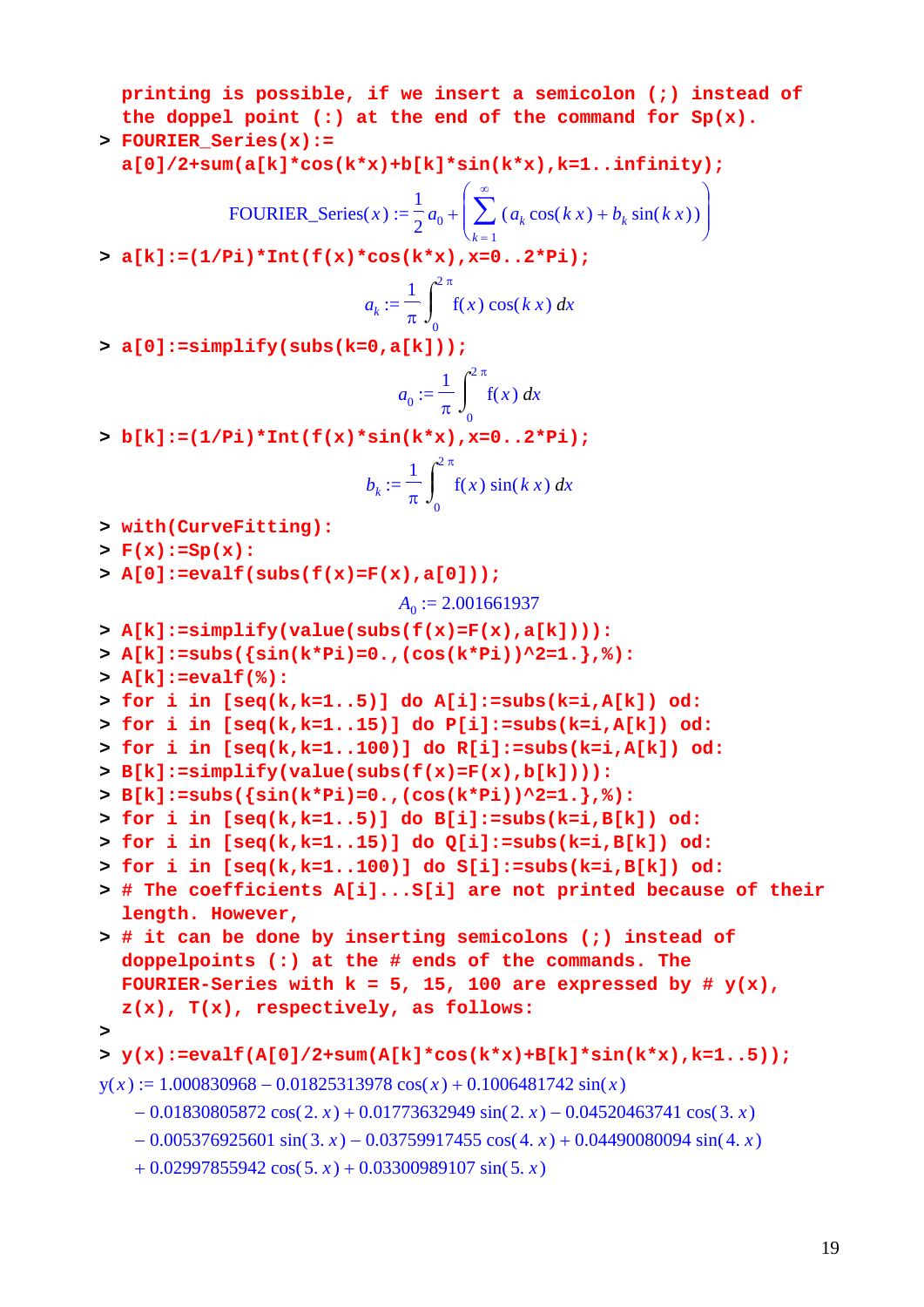printing is possible, if we insert a semicolon (;) instead of the doppel point (:) at the end of the command for Sp(x).

```
> FOURIER_Series(x):=
  a[0]/2+sum(a[k]*cos(k*x)+b[k]*sin(k*x),k=1..infinity);
```

$$\text{FOURIER\_Series}(x) := \frac{1}{2}a_0 + \left(\sum_{k=1}^{\infty}(a_k \cos(k\,x) + b_k \sin(k\,x))\right)$$

```
> a[k]:=(1/Pi)*Int(f(x)*cos(k*x),x=0..2*Pi);
```

$$a_k := \frac{1}{\pi}\int_0^{2\pi} \mathrm{f}(x)\cos(k\,x)\,dx$$

```
> a[0]:=simplify(subs(k=0,a[k]));
```

$$a_0 := \frac{1}{\pi}\int_0^{2\pi} \mathrm{f}(x)\,dx$$

```
> b[k]:=(1/Pi)*Int(f(x)*sin(k*x),x=0..2*Pi);
```

$$b_k := \frac{1}{\pi}\int_0^{2\pi} \mathrm{f}(x)\sin(k\,x)\,dx$$

```
> with(CurveFitting):
> F(x):=Sp(x):
> A[0]:=evalf(subs(f(x)=F(x),a[0]));
```

$$A_0 := 2.001661937$$

```
> A[k]:=simplify(value(subs(f(x)=F(x),a[k]))):
> A[k]:=subs({sin(k*Pi)=0.,(cos(k*Pi))^2=1.},%):
> A[k]:=evalf(%):
> for i in [seq(k,k=1..5)] do A[i]:=subs(k=i,A[k]) od:
> for i in [seq(k,k=1..15)] do P[i]:=subs(k=i,A[k]) od:
> for i in [seq(k,k=1..100)] do R[i]:=subs(k=i,A[k]) od:
> B[k]:=simplify(value(subs(f(x)=F(x),b[k]))):
> B[k]:=subs({sin(k*Pi)=0.,(cos(k*Pi))^2=1.},%):
> for i in [seq(k,k=1..5)] do B[i]:=subs(k=i,B[k]) od:
> for i in [seq(k,k=1..15)] do Q[i]:=subs(k=i,B[k]) od:
> for i in [seq(k,k=1..100)] do S[i]:=subs(k=i,B[k]) od:
> # The coefficients A[i]...S[i] are not printed because of their
  length. However,
> # it can be done by inserting semicolons (;) instead of
  doppelpoints (:) at the # ends of the commands. The
  FOURIER-Series with k = 5, 15, 100 are expressed by # y(x),
  z(x), T(x), respectively, as follows:
>
> y(x):=evalf(A[0]/2+sum(A[k]*cos(k*x)+B[k]*sin(k*x),k=1..5));
```

$$\begin{aligned}
\mathrm{y}(x) := {} & 1.000830968 - 0.01825313978\cos(x) + 0.1006481742\sin(x) \\
& - 0.01830805872\cos(2.\,x) + 0.01773632949\sin(2.\,x) - 0.04520463741\cos(3.\,x) \\
& - 0.005376925601\sin(3.\,x) - 0.03759917455\cos(4.\,x) + 0.04490080094\sin(4.\,x) \\
& + 0.02997855942\cos(5.\,x) + 0.03300989107\sin(5.\,x)
\end{aligned}$$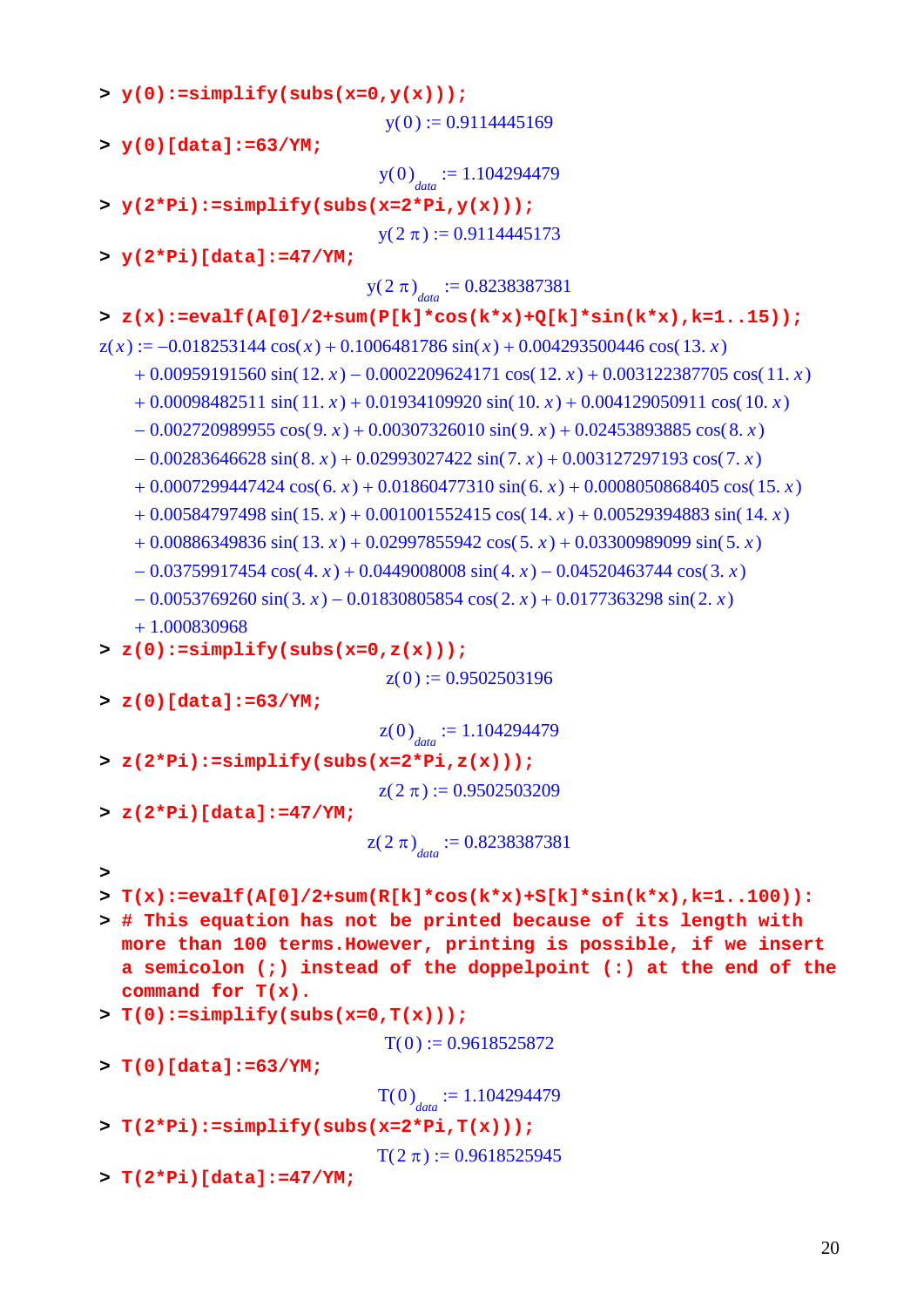```
> y(0):=simplify(subs(x=0,y(x)));
```

$$y(0) := 0.9114445169$$

```
> y(0)[data]:=63/YM;
```

$$y(0)_{data} := 1.104294479$$

```
> y(2*Pi):=simplify(subs(x=2*Pi,y(x)));
```

$$y(2\pi) := 0.9114445173$$

```
> y(2*Pi)[data]:=47/YM;
```

$$y(2\pi)_{data} := 0.8238387381$$

```
> z(x):=evalf(A[0]/2+sum(P[k]*cos(k*x)+Q[k]*sin(k*x),k=1..15));
```

$$
\begin{aligned}
z(x) := & -0.018253144\cos(x) + 0.1006481786\sin(x) + 0.004293500446\cos(13.\,x) \\
& + 0.00959191560\sin(12.\,x) - 0.0002209624171\cos(12.\,x) + 0.003122387705\cos(11.\,x) \\
& + 0.00098482511\sin(11.\,x) + 0.01934109920\sin(10.\,x) + 0.004129050911\cos(10.\,x) \\
& - 0.002720989955\cos(9.\,x) + 0.00307326010\sin(9.\,x) + 0.02453893885\cos(8.\,x) \\
& - 0.00283646628\sin(8.\,x) + 0.02993027422\sin(7.\,x) + 0.003127297193\cos(7.\,x) \\
& + 0.0007299447424\cos(6.\,x) + 0.01860477310\sin(6.\,x) + 0.0008050868405\cos(15.\,x) \\
& + 0.00584797498\sin(15.\,x) + 0.001001552415\cos(14.\,x) + 0.00529394883\sin(14.\,x) \\
& + 0.00886349836\sin(13.\,x) + 0.02997855942\cos(5.\,x) + 0.03300989099\sin(5.\,x) \\
& - 0.03759917454\cos(4.\,x) + 0.0449008008\sin(4.\,x) - 0.04520463744\cos(3.\,x) \\
& - 0.0053769260\sin(3.\,x) - 0.01830805854\cos(2.\,x) + 0.0177363298\sin(2.\,x) \\
& + 1.000830968
\end{aligned}
$$

```
> z(0):=simplify(subs(x=0,z(x)));
```

$$z(0) := 0.9502503196$$

```
> z(0)[data]:=63/YM;
```

$$z(0)_{data} := 1.104294479$$

```
> z(2*Pi):=simplify(subs(x=2*Pi,z(x)));
```

$$z(2\pi) := 0.9502503209$$

```
> z(2*Pi)[data]:=47/YM;
```

$$z(2\pi)_{data} := 0.8238387381$$

```
>
> T(x):=evalf(A[0]/2+sum(R[k]*cos(k*x)+S[k]*sin(k*x),k=1..100)):
> # This equation has not be printed because of its length with
  more than 100 terms.However, printing is possible, if we insert
  a semicolon (;) instead of the doppelpoint (:) at the end of the
  command for T(x).
> T(0):=simplify(subs(x=0,T(x)));
```

$$T(0) := 0.9618525872$$

```
> T(0)[data]:=63/YM;
```

$$T(0)_{data} := 1.104294479$$

```
> T(2*Pi):=simplify(subs(x=2*Pi,T(x)));
```

$$T(2\pi) := 0.9618525945$$

```
> T(2*Pi)[data]:=47/YM;
```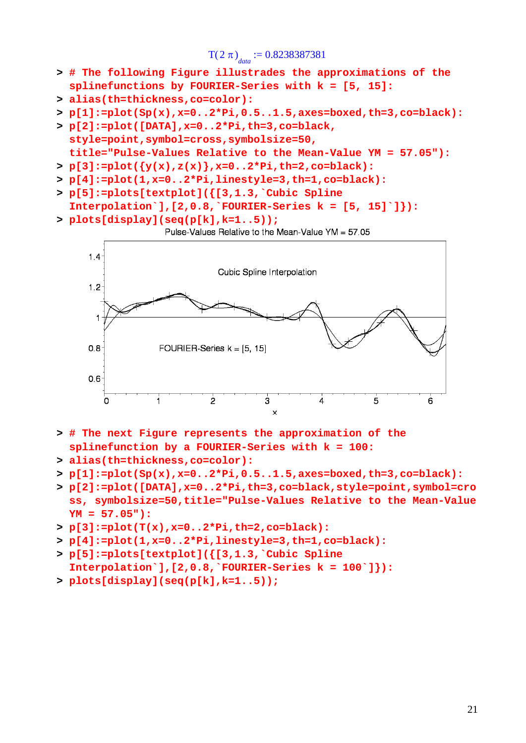$$T(2\pi)_{data} := 0.8238387381$$

```
> # The following Figure illustrades the approximations of the
  splinefunctions by FOURIER-Series with k = [5, 15]:
> alias(th=thickness,co=color):
> p[1]:=plot(Sp(x),x=0..2*Pi,0.5..1.5,axes=boxed,th=3,co=black):
> p[2]:=plot([DATA],x=0..2*Pi,th=3,co=black,
  style=point,symbol=cross,symbolsize=50,
  title="Pulse-Values Relative to the Mean-Value YM = 57.05"):
> p[3]:=plot({y(x),z(x)},x=0..2*Pi,th=2,co=black):
> p[4]:=plot(1,x=0..2*Pi,linestyle=3,th=1,co=black):
> p[5]:=plots[textplot]({[3,1.3,`Cubic Spline
  Interpolation`],[2,0.8,`FOURIER-Series k = [5, 15]`]}):
> plots[display](seq(p[k],k=1..5));
```

Pulse-Values Relative to the Mean-Value YM = 57.05

Cubic Spline Interpolation

FOURIER-Series k = [5, 15]

```
> # The next Figure represents the approximation of the
  splinefunction by a FOURIER-Series with k = 100:
> alias(th=thickness,co=color):
> p[1]:=plot(Sp(x),x=0..2*Pi,0.5..1.5,axes=boxed,th=3,co=black):
> p[2]:=plot([DATA],x=0..2*Pi,th=3,co=black,style=point,symbol=cro
  ss, symbolsize=50,title="Pulse-Values Relative to the Mean-Value
  YM = 57.05"):
> p[3]:=plot(T(x),x=0..2*Pi,th=2,co=black):
> p[4]:=plot(1,x=0..2*Pi,linestyle=3,th=1,co=black):
> p[5]:=plots[textplot]({[3,1.3,`Cubic Spline
  Interpolation`],[2,0.8,`FOURIER-Series k = 100`]}):
> plots[display](seq(p[k],k=1..5));
```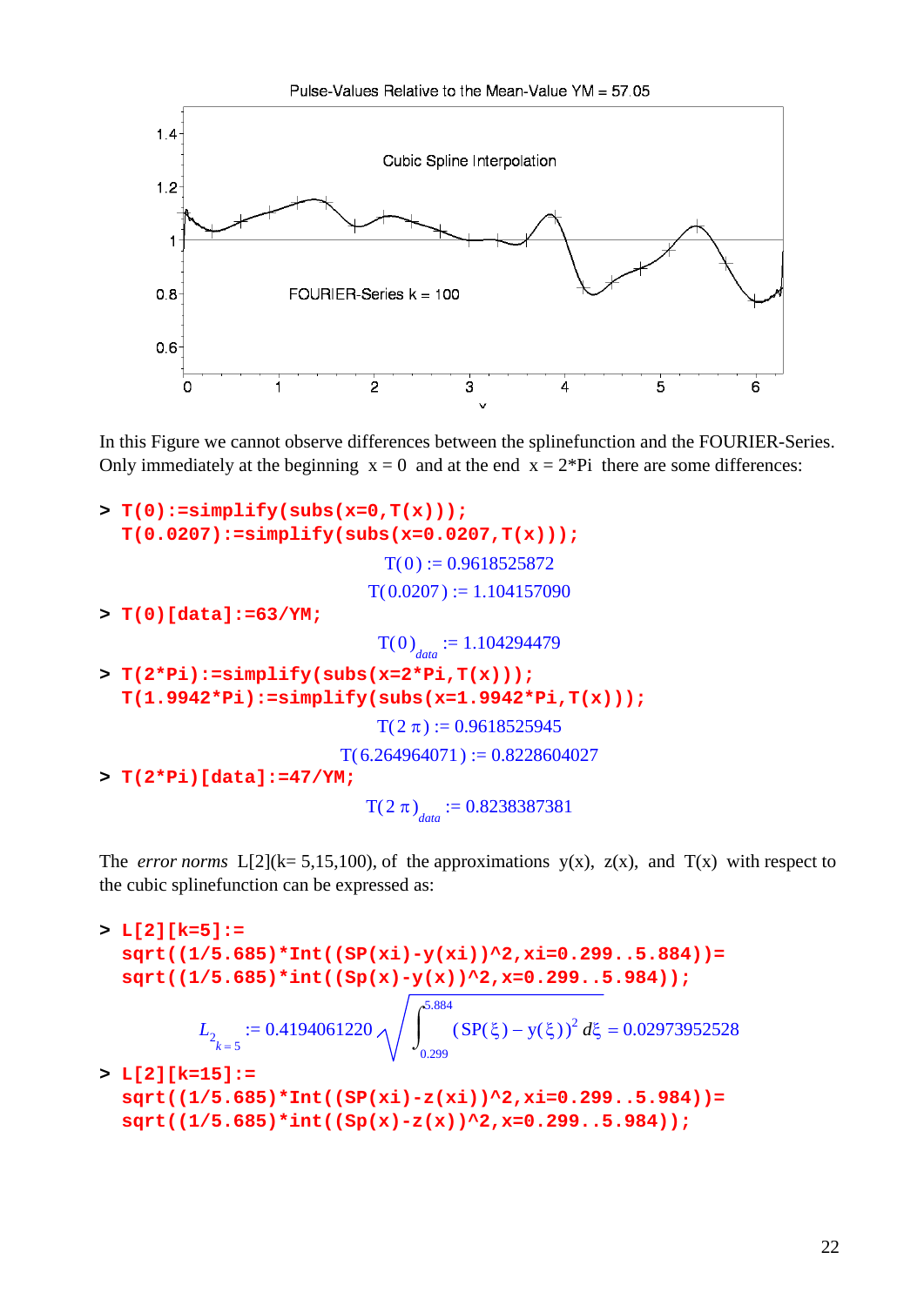Pulse-Values Relative to the Mean-Value YM = 57.05

Cubic Spline Interpolation

FOURIER-Series k = 100

In this Figure we cannot observe differences between the splinefunction and the FOURIER-Series. Only immediately at the beginning x = 0 and at the end x = 2*Pi there are some differences:

```
> T(0):=simplify(subs(x=0,T(x)));
  T(0.0207):=simplify(subs(x=0.0207,T(x)));
```

$$T(0) := 0.9618525872$$

$$T(0.0207) := 1.104157090$$

```
> T(0)[data]:=63/YM;
```

$$T(0)_{data} := 1.104294479$$

```
> T(2*Pi):=simplify(subs(x=2*Pi,T(x)));
  T(1.9942*Pi):=simplify(subs(x=1.9942*Pi,T(x)));
```

$$T(2\,\pi) := 0.9618525945$$

$$T(6.264964071) := 0.8228604027$$

```
> T(2*Pi)[data]:=47/YM;
```

$$T(2\,\pi)_{data} := 0.8238387381$$

The *error norms* L[2](k= 5,15,100), of the approximations y(x), z(x), and T(x) with respect to the cubic splinefunction can be expressed as:

```
> L[2][k=5]:=
  sqrt((1/5.685)*Int((SP(xi)-y(xi))^2,xi=0.299..5.884))=
  sqrt((1/5.685)*int((Sp(x)-y(x))^2,x=0.299..5.984));
```

$$L_{2_{k=5}} := 0.4194061220 \sqrt{\int_{0.299}^{5.884} (\mathrm{SP}(\xi) - \mathrm{y}(\xi))^2 \, d\xi} = 0.02973952528$$

```
> L[2][k=15]:=
  sqrt((1/5.685)*Int((SP(xi)-z(xi))^2,xi=0.299..5.984))=
  sqrt((1/5.685)*int((Sp(x)-z(x))^2,x=0.299..5.984));
```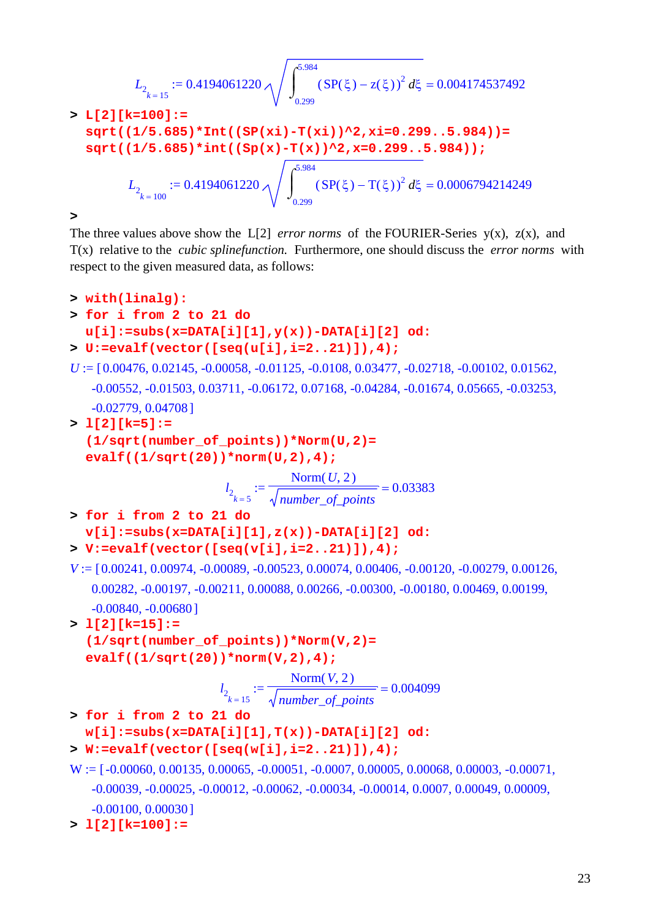$$L_{2_{k=15}} := 0.4194061220 \sqrt{\int_{0.299}^{5.984} (\mathrm{SP}(\xi) - \mathrm{z}(\xi))^2 \, d\xi} = 0.004174537492$$

```
> L[2][k=100]:=
  sqrt((1/5.685)*Int((SP(xi)-T(xi))^2,xi=0.299..5.984))=
  sqrt((1/5.685)*int((Sp(x)-T(x))^2,x=0.299..5.984));
```

$$L_{2_{k=100}} := 0.4194061220 \sqrt{\int_{0.299}^{5.984} (\mathrm{SP}(\xi) - \mathrm{T}(\xi))^2 \, d\xi} = 0.0006794214249$$

```
>
```

The three values above show the L[2] *error norms* of the FOURIER-Series y(x), z(x), and T(x) relative to the *cubic splinefunction.* Furthermore, one should discuss the *error norms* with respect to the given measured data, as follows:

```
> with(linalg):
> for i from 2 to 21 do
  u[i]:=subs(x=DATA[i][1],y(x))-DATA[i][2] od:
> U:=evalf(vector([seq(u[i],i=2..21)]),4);
```

$U$ := [0.00476, 0.02145, -0.00058, -0.01125, -0.0108, 0.03477, -0.02718, -0.00102, 0.01562, -0.00552, -0.01503, 0.03711, -0.06172, 0.07168, -0.04284, -0.01674, 0.05665, -0.03253, -0.02779, 0.04708 ]

```
> l[2][k=5]:=
  (1/sqrt(number_of_points))*Norm(U,2)=
  evalf((1/sqrt(20))*norm(U,2),4);
```

$$l_{2_{k=5}} := \frac{\mathrm{Norm}(U, 2)}{\sqrt{number\_of\_points}} = 0.03383$$

```
> for i from 2 to 21 do
  v[i]:=subs(x=DATA[i][1],z(x))-DATA[i][2] od:
> V:=evalf(vector([seq(v[i],i=2..21)]),4);
```

$V$ := [0.00241, 0.00974, -0.00089, -0.00523, 0.00074, 0.00406, -0.00120, -0.00279, 0.00126, 0.00282, -0.00197, -0.00211, 0.00088, 0.00266, -0.00300, -0.00180, 0.00469, 0.00199, -0.00840, -0.00680 ]

```
> l[2][k=15]:=
  (1/sqrt(number_of_points))*Norm(V,2)=
  evalf((1/sqrt(20))*norm(V,2),4);
```

$$l_{2_{k=15}} := \frac{\mathrm{Norm}(V, 2)}{\sqrt{number\_of\_points}} = 0.004099$$

```
> for i from 2 to 21 do
  w[i]:=subs(x=DATA[i][1],T(x))-DATA[i][2] od:
> W:=evalf(vector([seq(w[i],i=2..21)]),4);
```

W := [-0.00060, 0.00135, 0.00065, -0.00051, -0.0007, 0.00005, 0.00068, 0.00003, -0.00071, -0.00039, -0.00025, -0.00012, -0.00062, -0.00034, -0.00014, 0.0007, 0.00049, 0.00009, -0.00100, 0.00030 ]

```
> l[2][k=100]:=
```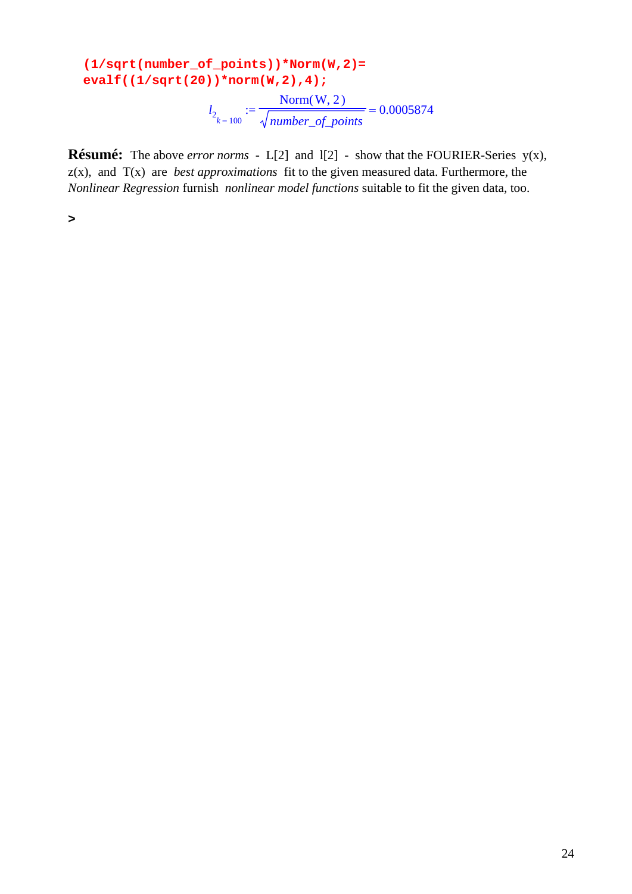```
(1/sqrt(number_of_points))*Norm(W,2)=
evalf((1/sqrt(20))*norm(W,2),4);
```

$$l_{2_{k=100}} := \frac{\mathrm{Norm}(W, 2)}{\sqrt{number\_of\_points}} = 0.0005874$$

**Résumé:** The above *error norms* - L[2] and l[2] - show that the FOURIER-Series y(x), z(x), and T(x) are *best approximations* fit to the given measured data. Furthermore, the *Nonlinear Regression* furnish *nonlinear model functions* suitable to fit the given data, too.

```
>
```